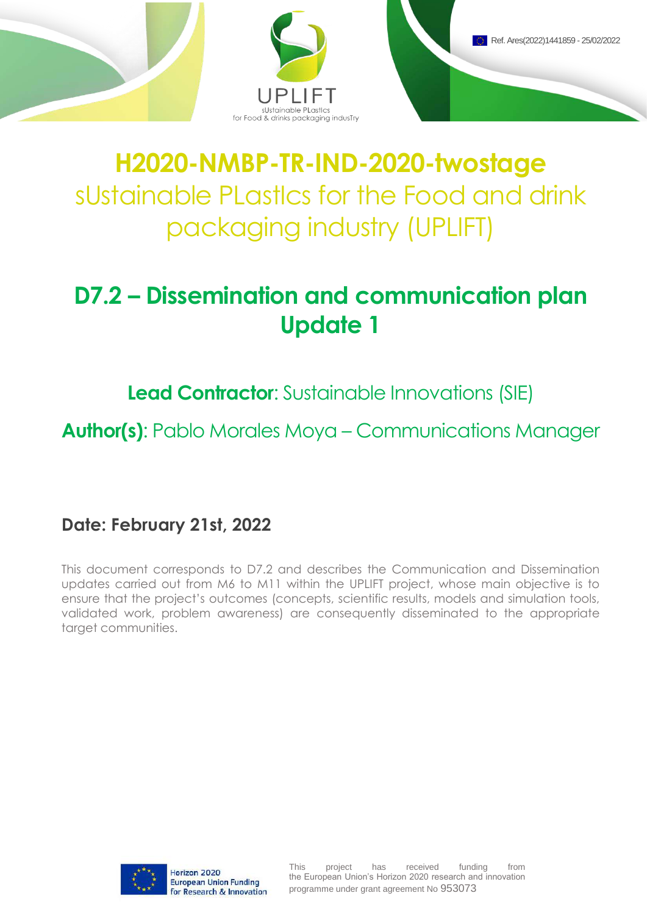UPLIFT
sUstainable PLastIcs
for Food & drinks packaging indusTry

Ref. Ares(2022)1441859 - 25/02/2022

# H2020-NMBP-TR-IND-2020-twostage

sUstainable PLastIcs for the Food and drink packaging industry (UPLIFT)

# D7.2 – Dissemination and communication plan Update 1

**Lead Contractor**: Sustainable Innovations (SIE)

**Author(s)**: Pablo Morales Moya – Communications Manager

**Date: February 21st, 2022**

This document corresponds to D7.2 and describes the Communication and Dissemination updates carried out from M6 to M11 within the UPLIFT project, whose main objective is to ensure that the project's outcomes (concepts, scientific results, models and simulation tools, validated work, problem awareness) are consequently disseminated to the appropriate target communities.

Horizon 2020
European Union Funding
for Research & Innovation

This project has received funding from the European Union's Horizon 2020 research and innovation programme under grant agreement No 953073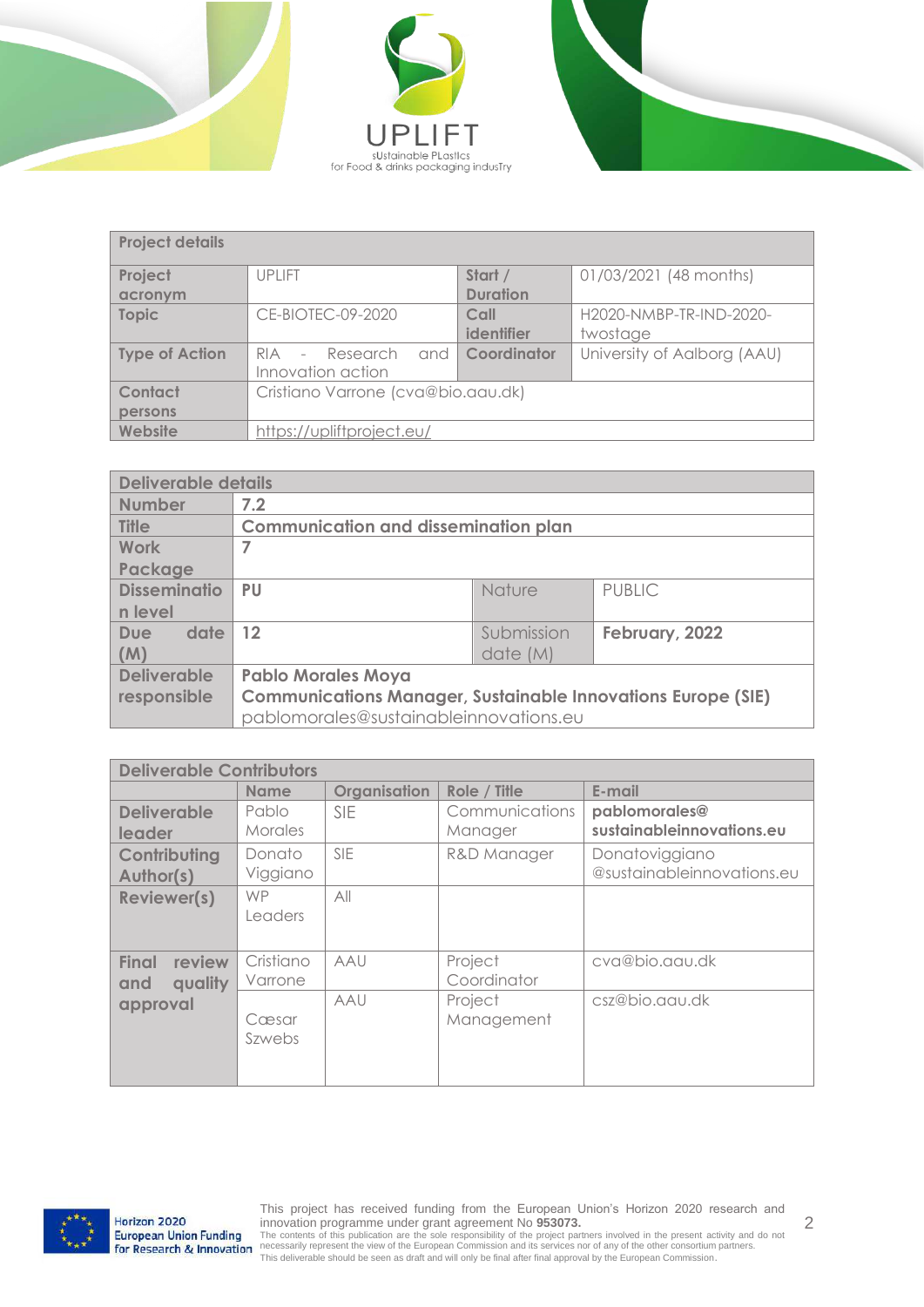| Project details | | | |
|---|---|---|---|
| **Project acronym** | UPLIFT | **Start / Duration** | 01/03/2021 (48 months) |
| **Topic** | CE-BIOTEC-09-2020 | **Call identifier** | H2020-NMBP-TR-IND-2020-twostage |
| **Type of Action** | RIA - Research and Innovation action | **Coordinator** | University of Aalborg (AAU) |
| **Contact persons** | Cristiano Varrone (cva@bio.aau.dk) | | |
| **Website** | https://upliftproject.eu/ | | |

| Deliverable details | | | |
|---|---|---|---|
| **Number** | **7.2** | | |
| **Title** | **Communication and dissemination plan** | | |
| **Work Package** | **7** | | |
| **Dissemination level** | **PU** | Nature | PUBLIC |
| **Due date (M)** | **12** | Submission date (M) | **February, 2022** |
| **Deliverable responsible** | **Pablo Morales Moya**<br>**Communications Manager, Sustainable Innovations Europe (SIE)**<br>pablomorales@sustainableinnovations.eu | | |

| Deliverable Contributors | | | | |
|---|---|---|---|---|
| | **Name** | **Organisation** | **Role / Title** | **E-mail** |
| **Deliverable leader** | Pablo Morales | SIE | Communications Manager | **pablomorales@sustainableinnovations.eu** |
| **Contributing Author(s)** | Donato Viggiano | SIE | R&D Manager | Donatoviggiano@sustainableinnovations.eu |
| **Reviewer(s)** | WP Leaders | All | | |
| **Final review and quality approval** | Cristiano Varrone | AAU | Project Coordinator | cva@bio.aau.dk |
| | Cæsar Szwebs | AAU | Project Management | csz@bio.aau.dk |

This project has received funding from the European Union's Horizon 2020 research and innovation programme under grant agreement No **953073.**
The contents of this publication are the sole responsibility of the project partners involved in the present activity and do not necessarily represent the view of the European Commission and its services nor of any of the other consortium partners.
This deliverable should be seen as draft and will only be final after final approval by the European Commission.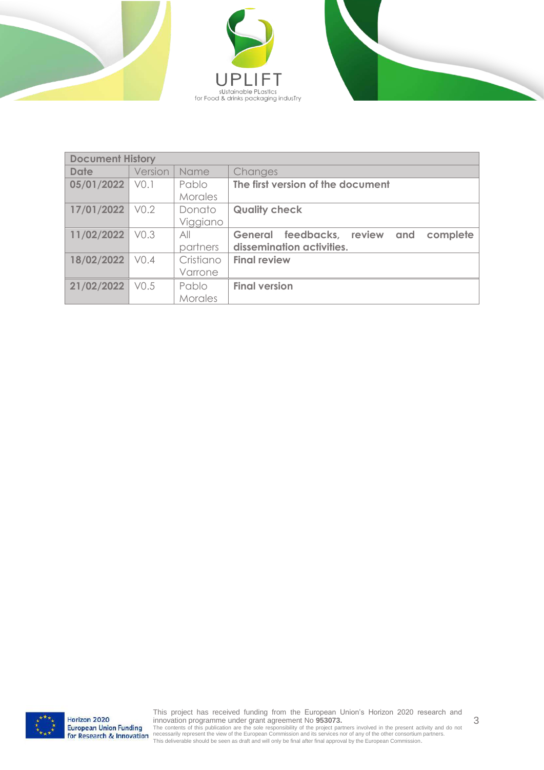| Document History | | | |
|---|---|---|---|
| **Date** | Version | Name | Changes |
| **05/01/2022** | V0.1 | Pablo Morales | **The first version of the document** |
| **17/01/2022** | V0.2 | Donato Viggiano | **Quality check** |
| **11/02/2022** | V0.3 | All partners | **General feedbacks, review and complete dissemination activities.** |
| **18/02/2022** | V0.4 | Cristiano Varrone | **Final review** |
| **21/02/2022** | V0.5 | Pablo Morales | **Final version** |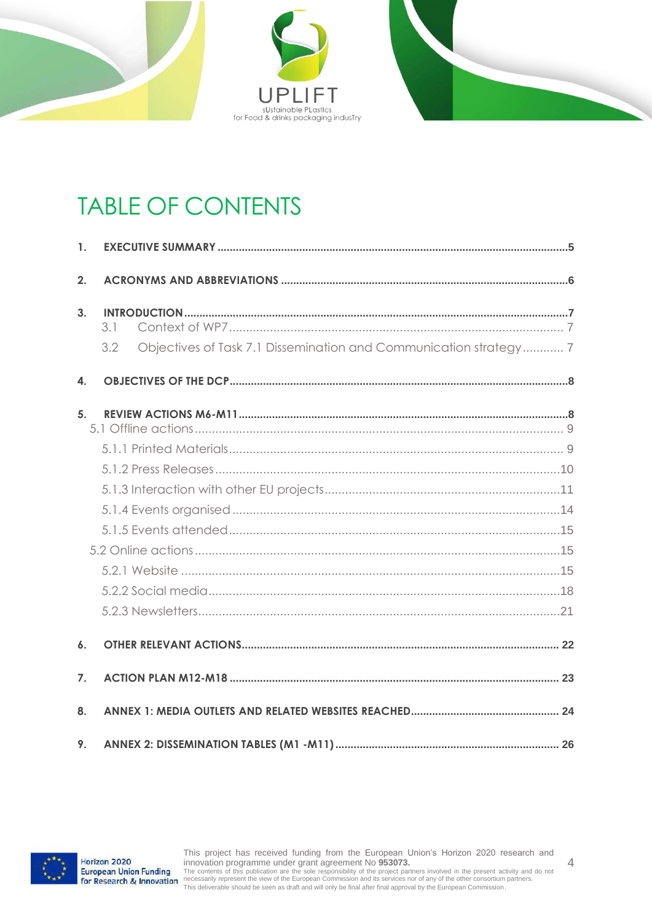# TABLE OF CONTENTS

1. **EXECUTIVE SUMMARY** ........................................................................ 5
2. **ACRONYMS AND ABBREVIATIONS** ........................................................ 6
3. **INTRODUCTION** .................................................................................. 7
   - 3.1 Context of WP7 ................................................................................ 7
   - 3.2 Objectives of Task 7.1 Dissemination and Communication strategy ............ 7
4. **OBJECTIVES OF THE DCP** ..................................................................... 8
5. **REVIEW ACTIONS M6-M11** ..................................................................... 8
   - 5.1 Offline actions ................................................................................. 9
     - 5.1.1 Printed Materials ......................................................................... 9
     - 5.1.2 Press Releases ........................................................................... 10
     - 5.1.3 Interaction with other EU projects ................................................. 11
     - 5.1.4 Events organised ....................................................................... 14
     - 5.1.5 Events attended ........................................................................ 15
   - 5.2 Online actions ................................................................................ 15
     - 5.2.1 Website .................................................................................... 15
     - 5.2.2 Social media ............................................................................. 18
     - 5.2.3 Newsletters ............................................................................... 21
6. **OTHER RELEVANT ACTIONS** ................................................................ 22
7. **ACTION PLAN M12-M18** ...................................................................... 23
8. **ANNEX 1: MEDIA OUTLETS AND RELATED WEBSITES REACHED** .................. 24
9. **ANNEX 2: DISSEMINATION TABLES (M1 -M11)** ........................................... 26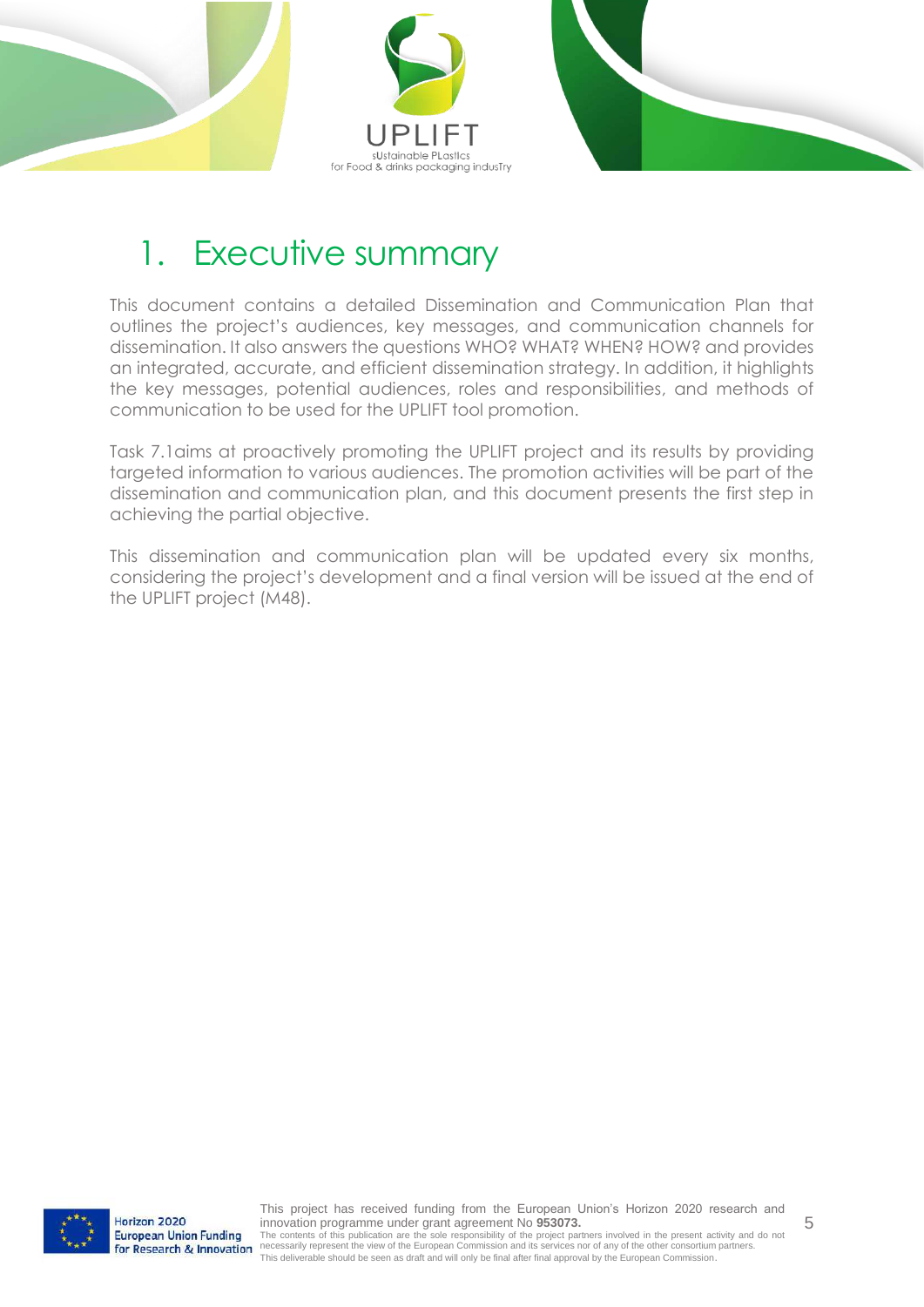# 1. Executive summary

This document contains a detailed Dissemination and Communication Plan that outlines the project's audiences, key messages, and communication channels for dissemination. It also answers the questions WHO? WHAT? WHEN? HOW? and provides an integrated, accurate, and efficient dissemination strategy. In addition, it highlights the key messages, potential audiences, roles and responsibilities, and methods of communication to be used for the UPLIFT tool promotion.

Task 7.1aims at proactively promoting the UPLIFT project and its results by providing targeted information to various audiences. The promotion activities will be part of the dissemination and communication plan, and this document presents the first step in achieving the partial objective.

This dissemination and communication plan will be updated every six months, considering the project's development and a final version will be issued at the end of the UPLIFT project (M48).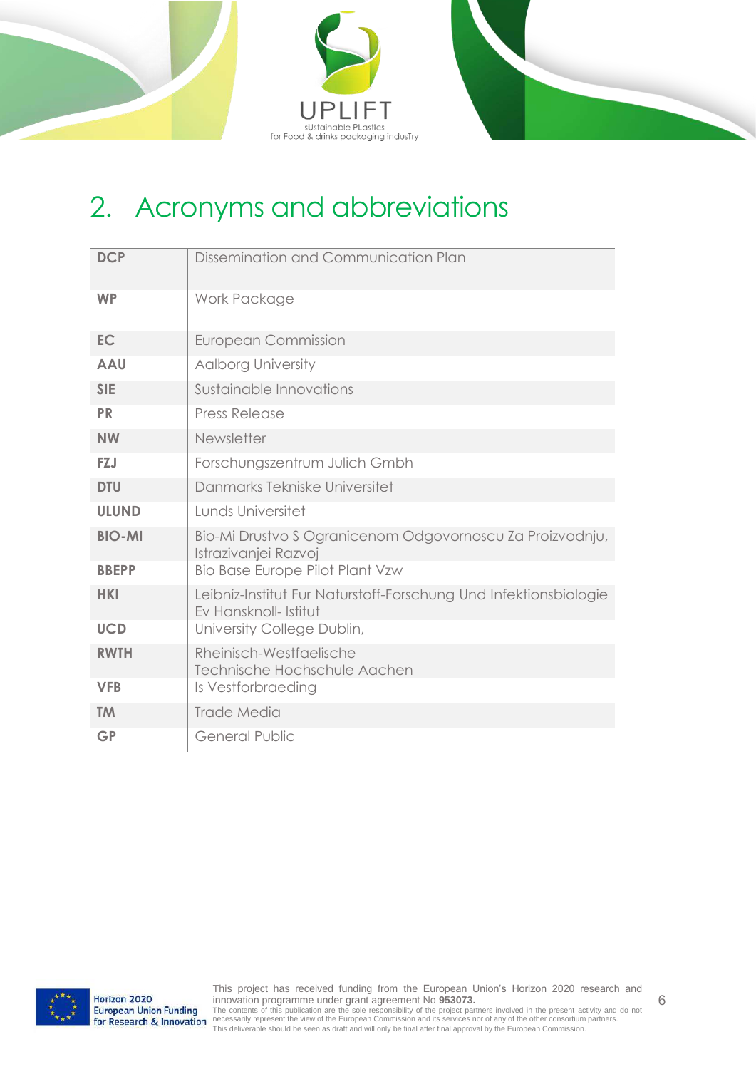# 2. Acronyms and abbreviations

| | |
|---|---|
| **DCP** | Dissemination and Communication Plan |
| **WP** | Work Package |
| **EC** | European Commission |
| **AAU** | Aalborg University |
| **SIE** | Sustainable Innovations |
| **PR** | Press Release |
| **NW** | Newsletter |
| **FZJ** | Forschungszentrum Julich Gmbh |
| **DTU** | Danmarks Tekniske Universitet |
| **ULUND** | Lunds Universitet |
| **BIO-MI** | Bio-Mi Drustvo S Ogranicenom Odgovornoscu Za Proizvodnju, Istrazivanjei Razvoj |
| **BBEPP** | Bio Base Europe Pilot Plant Vzw |
| **HKI** | Leibniz-Institut Fur Naturstoff-Forschung Und Infektionsbiologie Ev Hansknoll- Istitut |
| **UCD** | University College Dublin, |
| **RWTH** | Rheinisch-Westfaelische Technische Hochschule Aachen |
| **VFB** | Is Vestforbraeding |
| **TM** | Trade Media |
| **GP** | General Public |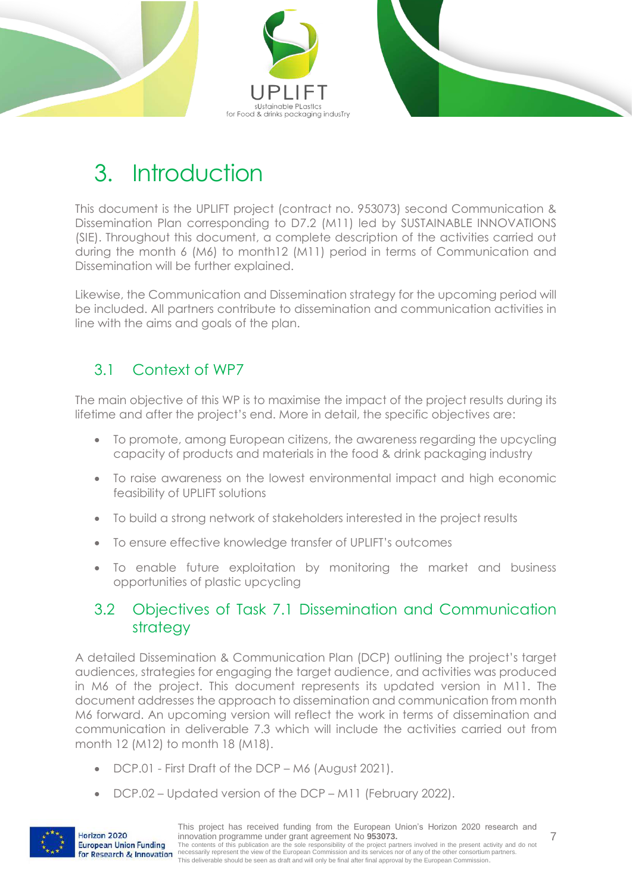# 3. Introduction

This document is the UPLIFT project (contract no. 953073) second Communication & Dissemination Plan corresponding to D7.2 (M11) led by SUSTAINABLE INNOVATIONS (SIE). Throughout this document, a complete description of the activities carried out during the month 6 (M6) to month12 (M11) period in terms of Communication and Dissemination will be further explained.

Likewise, the Communication and Dissemination strategy for the upcoming period will be included. All partners contribute to dissemination and communication activities in line with the aims and goals of the plan.

## 3.1 Context of WP7

The main objective of this WP is to maximise the impact of the project results during its lifetime and after the project's end. More in detail, the specific objectives are:

- To promote, among European citizens, the awareness regarding the upcycling capacity of products and materials in the food & drink packaging industry
- To raise awareness on the lowest environmental impact and high economic feasibility of UPLIFT solutions
- To build a strong network of stakeholders interested in the project results
- To ensure effective knowledge transfer of UPLIFT's outcomes
- To enable future exploitation by monitoring the market and business opportunities of plastic upcycling

## 3.2 Objectives of Task 7.1 Dissemination and Communication strategy

A detailed Dissemination & Communication Plan (DCP) outlining the project's target audiences, strategies for engaging the target audience, and activities was produced in M6 of the project. This document represents its updated version in M11. The document addresses the approach to dissemination and communication from month M6 forward. An upcoming version will reflect the work in terms of dissemination and communication in deliverable 7.3 which will include the activities carried out from month 12 (M12) to month 18 (M18).

- DCP.01 - First Draft of the DCP – M6 (August 2021).
- DCP.02 – Updated version of the DCP – M11 (February 2022).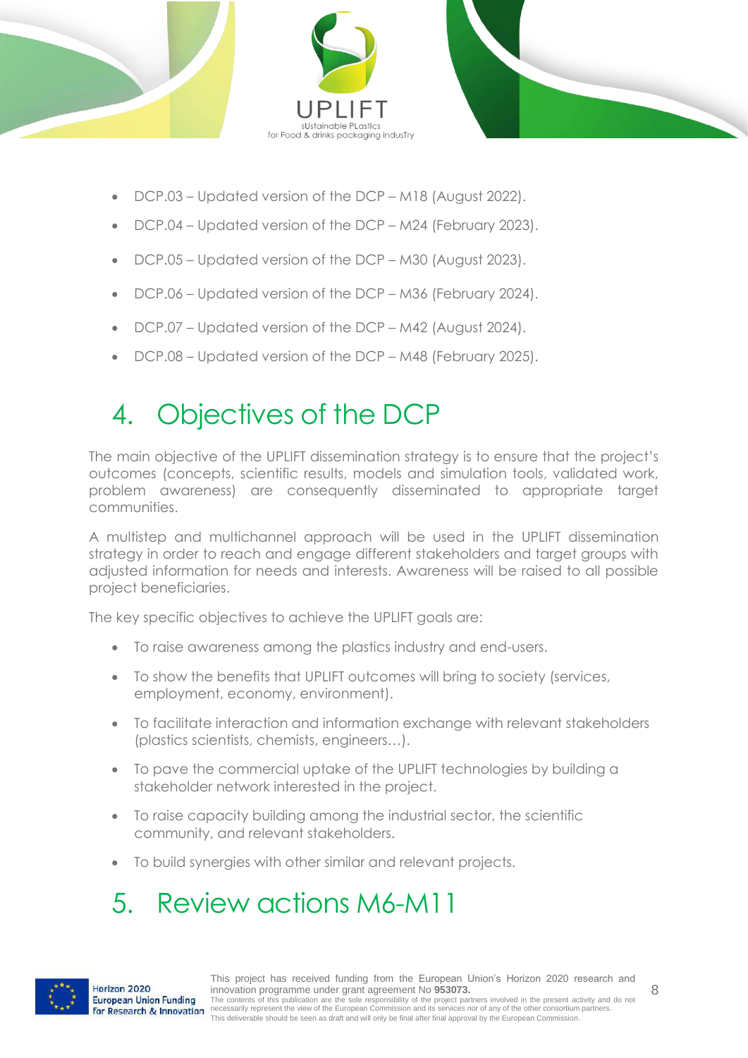- DCP.03 – Updated version of the DCP – M18 (August 2022).
- DCP.04 – Updated version of the DCP – M24 (February 2023).
- DCP.05 – Updated version of the DCP – M30 (August 2023).
- DCP.06 – Updated version of the DCP – M36 (February 2024).
- DCP.07 – Updated version of the DCP – M42 (August 2024).
- DCP.08 – Updated version of the DCP – M48 (February 2025).

# 4. Objectives of the DCP

The main objective of the UPLIFT dissemination strategy is to ensure that the project's outcomes (concepts, scientific results, models and simulation tools, validated work, problem awareness) are consequently disseminated to appropriate target communities.

A multistep and multichannel approach will be used in the UPLIFT dissemination strategy in order to reach and engage different stakeholders and target groups with adjusted information for needs and interests. Awareness will be raised to all possible project beneficiaries.

The key specific objectives to achieve the UPLIFT goals are:

- To raise awareness among the plastics industry and end-users.
- To show the benefits that UPLIFT outcomes will bring to society (services, employment, economy, environment).
- To facilitate interaction and information exchange with relevant stakeholders (plastics scientists, chemists, engineers…).
- To pave the commercial uptake of the UPLIFT technologies by building a stakeholder network interested in the project.
- To raise capacity building among the industrial sector, the scientific community, and relevant stakeholders.
- To build synergies with other similar and relevant projects.

# 5. Review actions M6-M11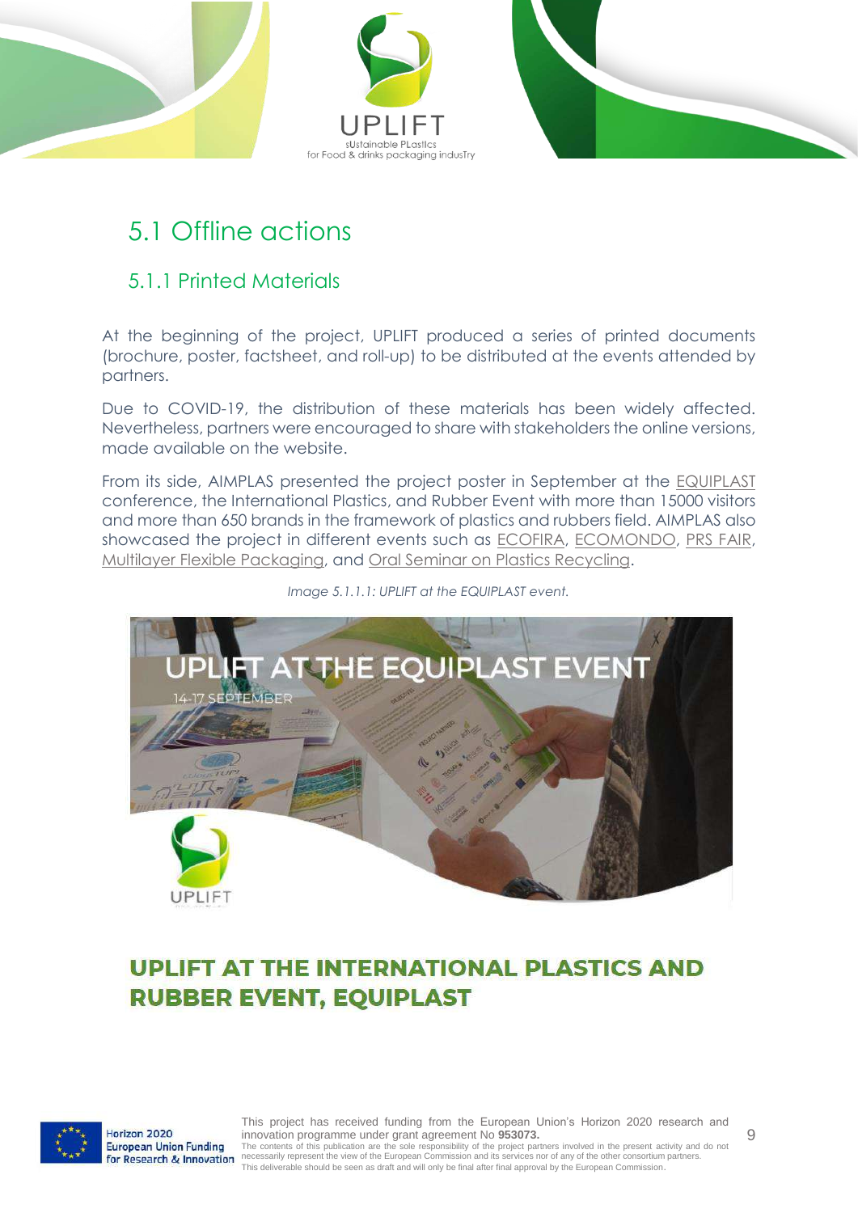## 5.1 Offline actions

### 5.1.1 Printed Materials

At the beginning of the project, UPLIFT produced a series of printed documents (brochure, poster, factsheet, and roll-up) to be distributed at the events attended by partners.

Due to COVID-19, the distribution of these materials has been widely affected. Nevertheless, partners were encouraged to share with stakeholders the online versions, made available on the website.

From its side, AIMPLAS presented the project poster in September at the EQUIPLAST conference, the International Plastics, and Rubber Event with more than 15000 visitors and more than 650 brands in the framework of plastics and rubbers field. AIMPLAS also showcased the project in different events such as ECOFIRA, ECOMONDO, PRS FAIR, Multilayer Flexible Packaging, and Oral Seminar on Plastics Recycling.

*Image 5.1.1.1: UPLIFT at the EQUIPLAST event.*

**UPLIFT AT THE INTERNATIONAL PLASTICS AND RUBBER EVENT, EQUIPLAST**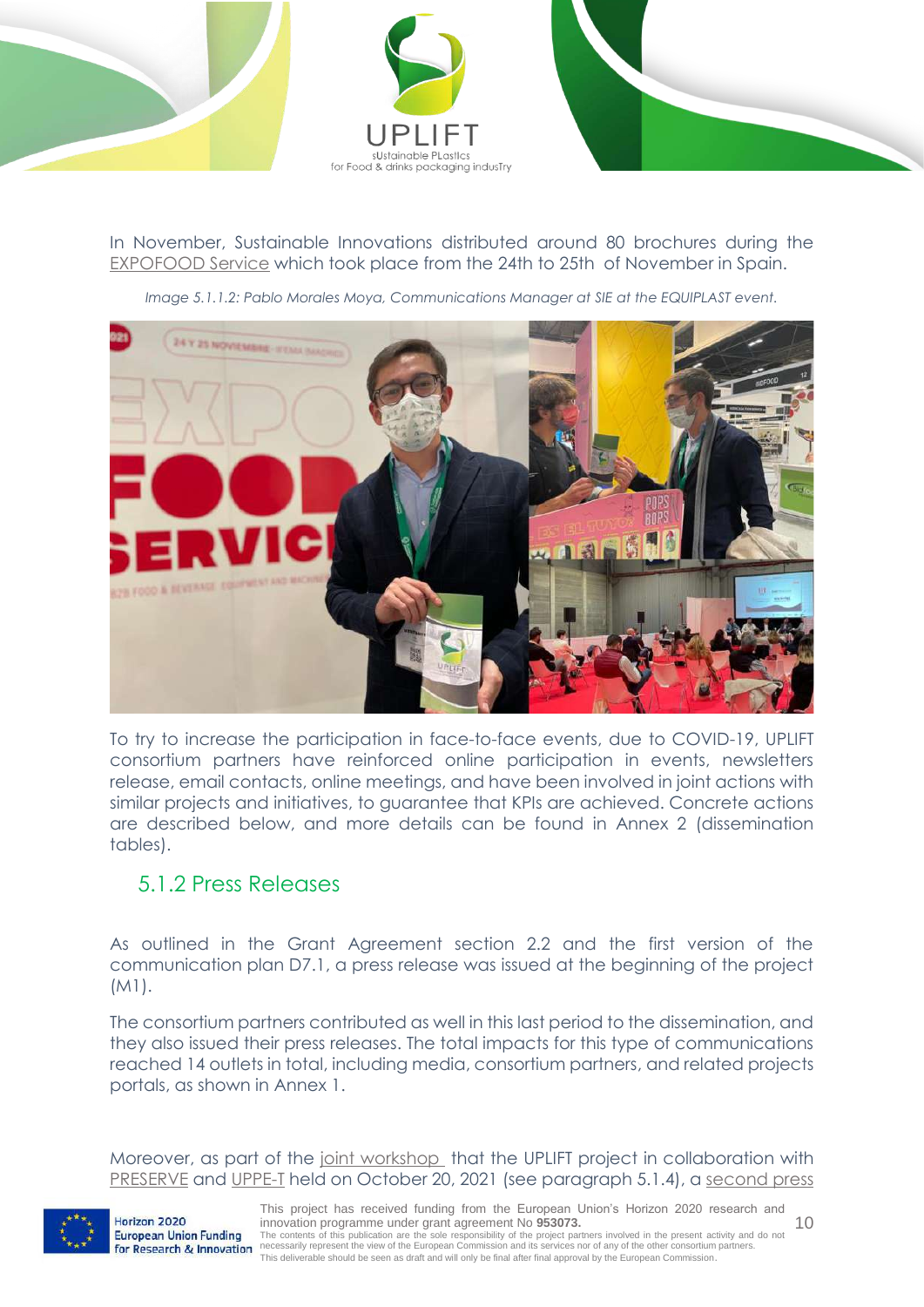In November, Sustainable Innovations distributed around 80 brochures during the EXPOFOOD Service which took place from the 24th to 25th of November in Spain.

*Image 5.1.1.2: Pablo Morales Moya, Communications Manager at SIE at the EQUIPLAST event.*

To try to increase the participation in face-to-face events, due to COVID-19, UPLIFT consortium partners have reinforced online participation in events, newsletters release, email contacts, online meetings, and have been involved in joint actions with similar projects and initiatives, to guarantee that KPIs are achieved. Concrete actions are described below, and more details can be found in Annex 2 (dissemination tables).

### 5.1.2 Press Releases

As outlined in the Grant Agreement section 2.2 and the first version of the communication plan D7.1, a press release was issued at the beginning of the project (M1).

The consortium partners contributed as well in this last period to the dissemination, and they also issued their press releases. The total impacts for this type of communications reached 14 outlets in total, including media, consortium partners, and related projects portals, as shown in Annex 1.

Moreover, as part of the joint workshop that the UPLIFT project in collaboration with PRESERVE and UPPE-T held on October 20, 2021 (see paragraph 5.1.4), a second press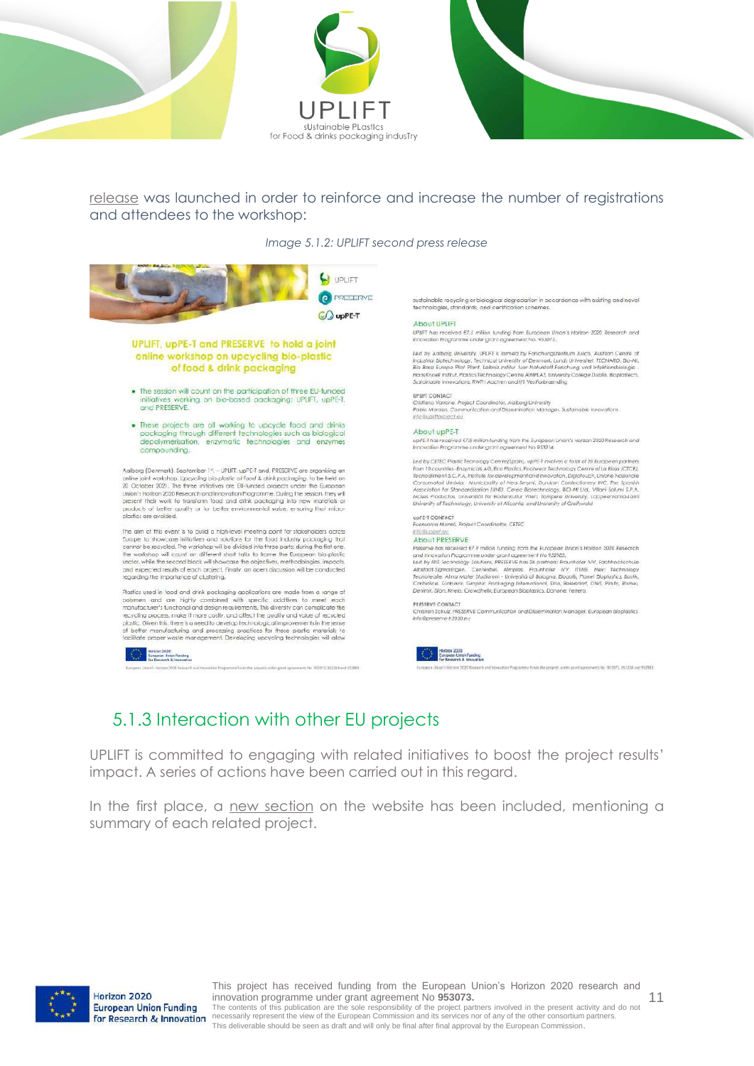release was launched in order to reinforce and increase the number of registrations and attendees to the workshop:

*Image 5.1.2: UPLIFT second press release*

## 5.1.3 Interaction with other EU projects

UPLIFT is committed to engaging with related initiatives to boost the project results' impact. A series of actions have been carried out in this regard.

In the first place, a new section on the website has been included, mentioning a summary of each related project.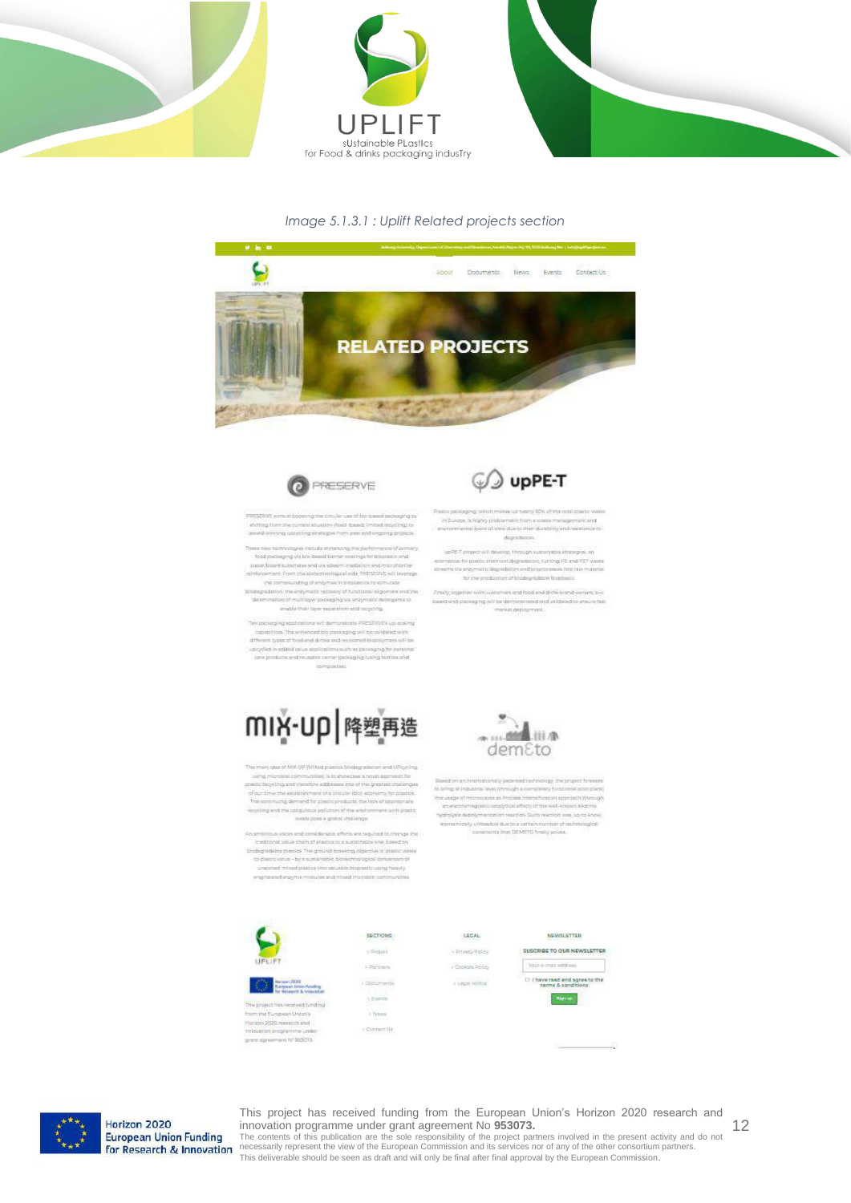*Image 5.1.3.1 : Uplift Related projects section*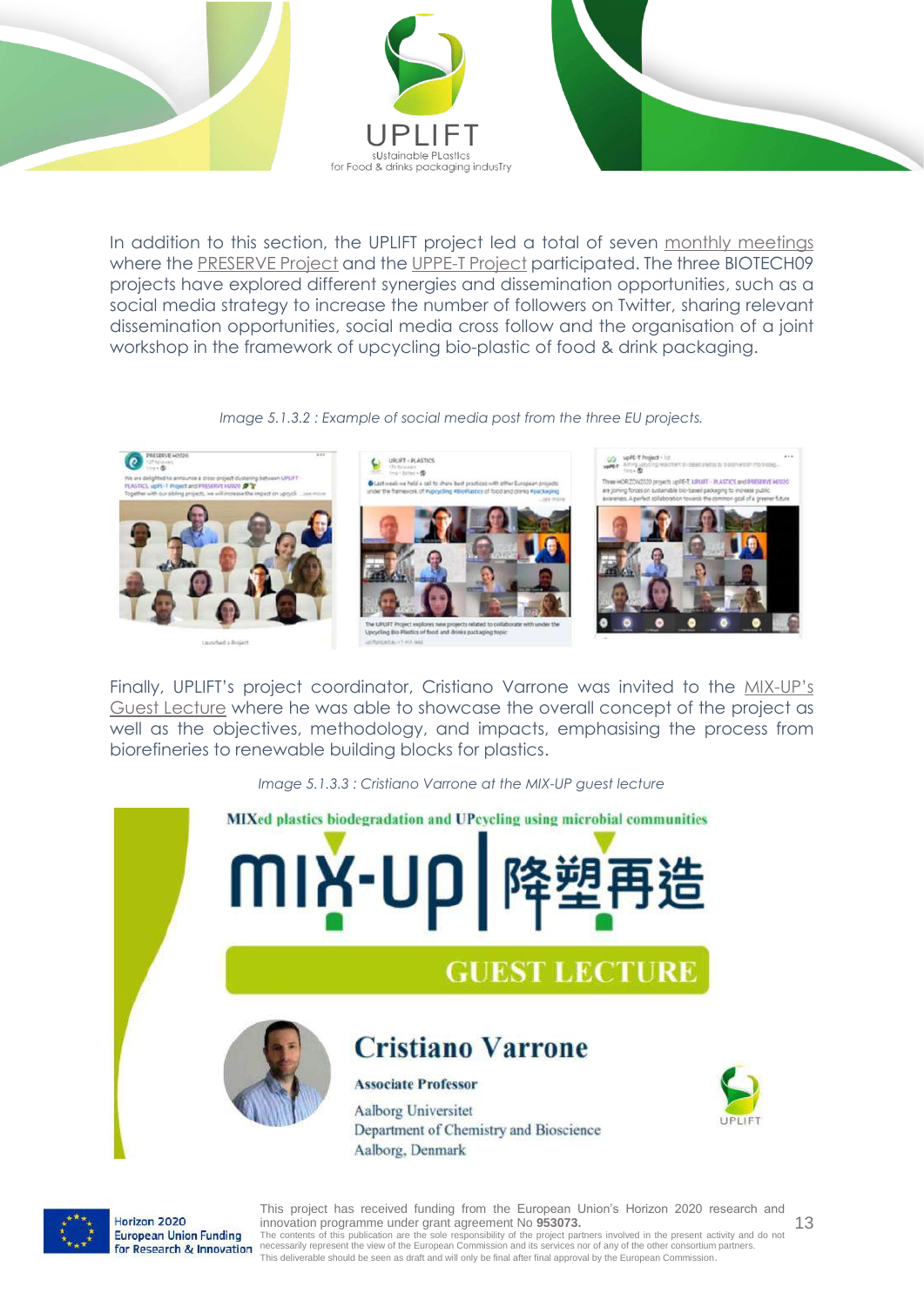In addition to this section, the UPLIFT project led a total of seven monthly meetings where the PRESERVE Project and the UPPE-T Project participated. The three BIOTECH09 projects have explored different synergies and dissemination opportunities, such as a social media strategy to increase the number of followers on Twitter, sharing relevant dissemination opportunities, social media cross follow and the organisation of a joint workshop in the framework of upcycling bio-plastic of food & drink packaging.

*Image 5.1.3.2 : Example of social media post from the three EU projects.*

Finally, UPLIFT's project coordinator, Cristiano Varrone was invited to the MIX-UP's Guest Lecture where he was able to showcase the overall concept of the project as well as the objectives, methodology, and impacts, emphasising the process from biorefineries to renewable building blocks for plastics.

*Image 5.1.3.3 : Cristiano Varrone at the MIX-UP guest lecture*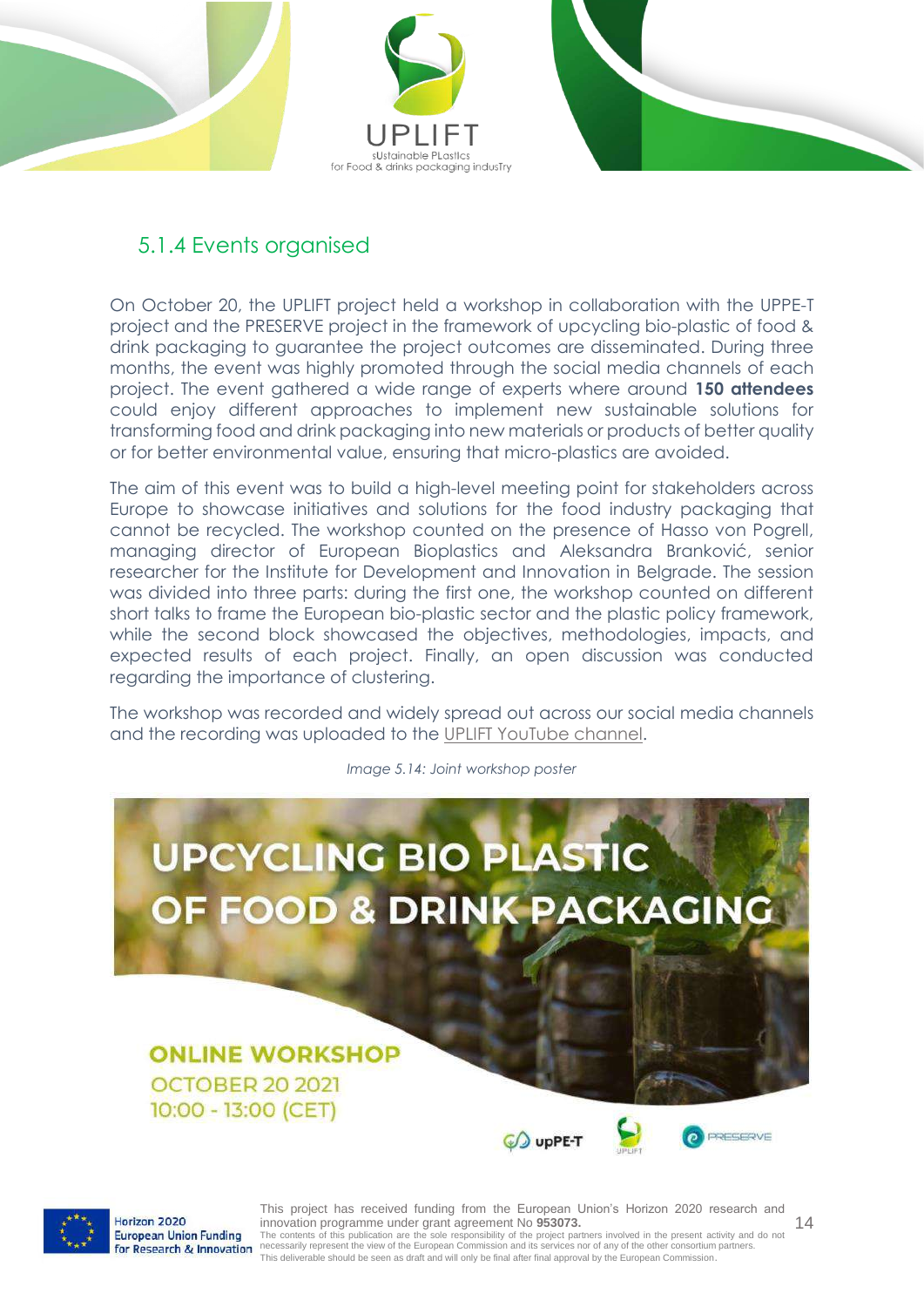## 5.1.4 Events organised

On October 20, the UPLIFT project held a workshop in collaboration with the UPPE-T project and the PRESERVE project in the framework of upcycling bio-plastic of food & drink packaging to guarantee the project outcomes are disseminated. During three months, the event was highly promoted through the social media channels of each project. The event gathered a wide range of experts where around **150 attendees** could enjoy different approaches to implement new sustainable solutions for transforming food and drink packaging into new materials or products of better quality or for better environmental value, ensuring that micro-plastics are avoided.

The aim of this event was to build a high-level meeting point for stakeholders across Europe to showcase initiatives and solutions for the food industry packaging that cannot be recycled. The workshop counted on the presence of Hasso von Pogrell, managing director of European Bioplastics and Aleksandra Branković, senior researcher for the Institute for Development and Innovation in Belgrade. The session was divided into three parts: during the first one, the workshop counted on different short talks to frame the European bio-plastic sector and the plastic policy framework, while the second block showcased the objectives, methodologies, impacts, and expected results of each project. Finally, an open discussion was conducted regarding the importance of clustering.

The workshop was recorded and widely spread out across our social media channels and the recording was uploaded to the UPLIFT YouTube channel.

*Image 5.14: Joint workshop poster*

UPCYCLING BIO PLASTIC OF FOOD & DRINK PACKAGING

ONLINE WORKSHOP
OCTOBER 20 2021
10:00 - 13:00 (CET)

upPE-T UPLIFT PRESERVE

This project has received funding from the European Union's Horizon 2020 research and innovation programme under grant agreement No **953073.**
The contents of this publication are the sole responsibility of the project partners involved in the present activity and do not necessarily represent the view of the European Commission and its services nor of any of the other consortium partners.
This deliverable should be seen as draft and will only be final after final approval by the European Commission.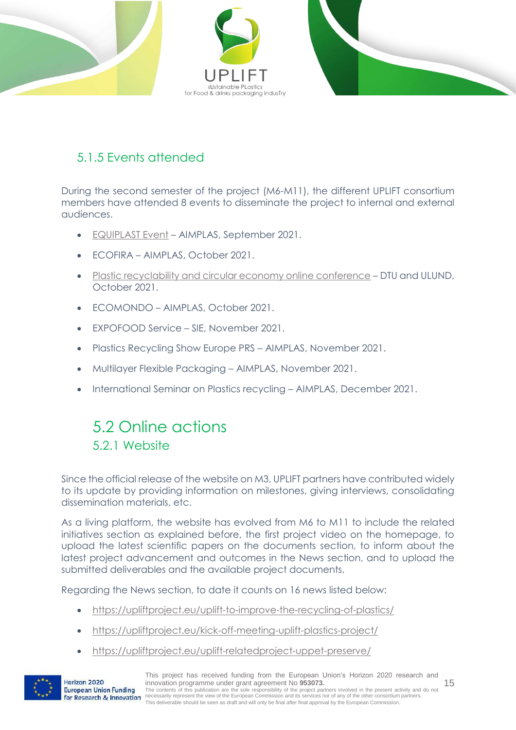### 5.1.5 Events attended

During the second semester of the project (M6-M11), the different UPLIFT consortium members have attended 8 events to disseminate the project to internal and external audiences.

- EQUIPLAST Event – AIMPLAS, September 2021.
- ECOFIRA – AIMPLAS, October 2021.
- Plastic recyclability and circular economy online conference – DTU and ULUND, October 2021.
- ECOMONDO – AIMPLAS, October 2021.
- EXPOFOOD Service – SIE, November 2021.
- Plastics Recycling Show Europe PRS – AIMPLAS, November 2021.
- Multilayer Flexible Packaging – AIMPLAS, November 2021.
- International Seminar on Plastics recycling – AIMPLAS, December 2021.

## 5.2 Online actions

### 5.2.1 Website

Since the official release of the website on M3, UPLIFT partners have contributed widely to its update by providing information on milestones, giving interviews, consolidating dissemination materials, etc.

As a living platform, the website has evolved from M6 to M11 to include the related initiatives section as explained before, the first project video on the homepage, to upload the latest scientific papers on the documents section, to inform about the latest project advancement and outcomes in the News section, and to upload the submitted deliverables and the available project documents.

Regarding the News section, to date it counts on 16 news listed below:

- https://upliftproject.eu/uplift-to-improve-the-recycling-of-plastics/
- https://upliftproject.eu/kick-off-meeting-uplift-plastics-project/
- https://upliftproject.eu/uplift-relatedproject-uppet-preserve/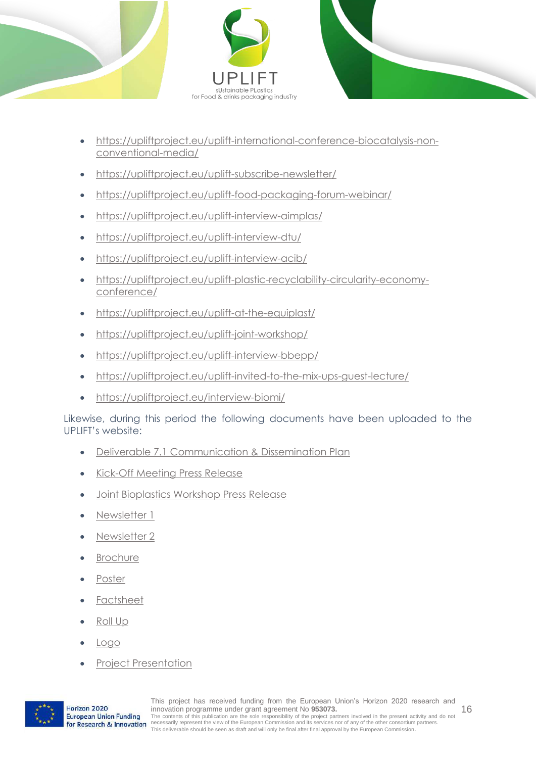- https://upliftproject.eu/uplift-international-conference-biocatalysis-non-conventional-media/
- https://upliftproject.eu/uplift-subscribe-newsletter/
- https://upliftproject.eu/uplift-food-packaging-forum-webinar/
- https://upliftproject.eu/uplift-interview-aimplas/
- https://upliftproject.eu/uplift-interview-dtu/
- https://upliftproject.eu/uplift-interview-acib/
- https://upliftproject.eu/uplift-plastic-recyclability-circularity-economy-conference/
- https://upliftproject.eu/uplift-at-the-equiplast/
- https://upliftproject.eu/uplift-joint-workshop/
- https://upliftproject.eu/uplift-interview-bbepp/
- https://upliftproject.eu/uplift-invited-to-the-mix-ups-guest-lecture/
- https://upliftproject.eu/interview-biomi/

Likewise, during this period the following documents have been uploaded to the UPLIFT's website:

- Deliverable 7.1 Communication & Dissemination Plan
- Kick-Off Meeting Press Release
- Joint Bioplastics Workshop Press Release
- Newsletter 1
- Newsletter 2
- Brochure
- Poster
- Factsheet
- Roll Up
- Logo
- Project Presentation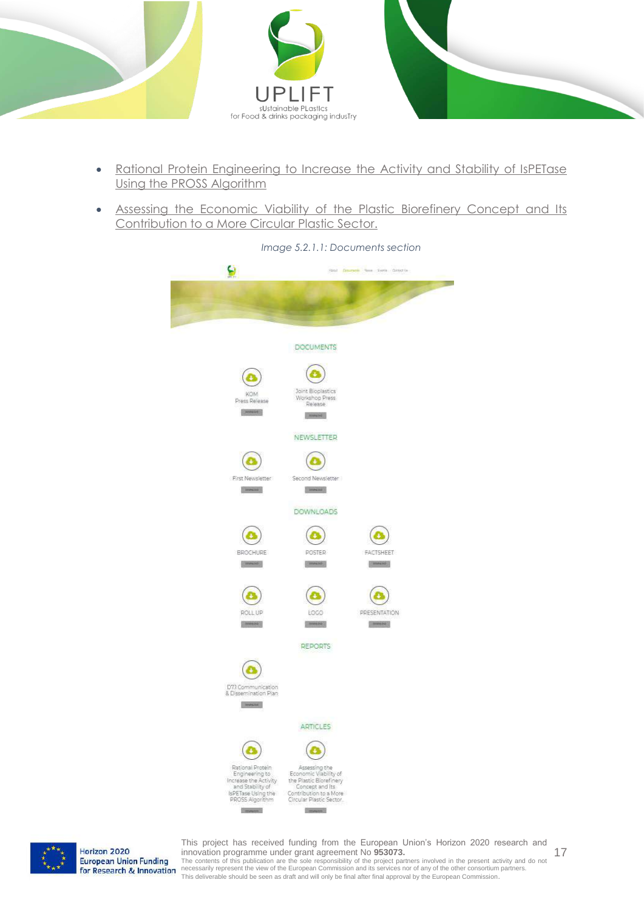- Rational Protein Engineering to Increase the Activity and Stability of IsPETase Using the PROSS Algorithm
- Assessing the Economic Viability of the Plastic Biorefinery Concept and Its Contribution to a More Circular Plastic Sector.

*Image 5.2.1.1: Documents section*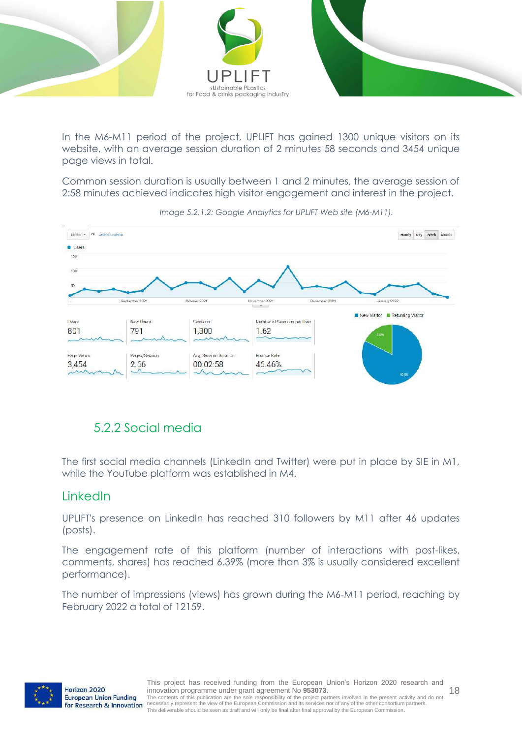In the M6-M11 period of the project, UPLIFT has gained 1300 unique visitors on its website, with an average session duration of 2 minutes 58 seconds and 3454 unique page views in total.

Common session duration is usually between 1 and 2 minutes, the average session of 2:58 minutes achieved indicates high visitor engagement and interest in the project.

*Image 5.2.1.2: Google Analytics for UPLIFT Web site (M6-M11).*

## 5.2.2 Social media

The first social media channels (LinkedIn and Twitter) were put in place by SIE in M1, while the YouTube platform was established in M4.

### LinkedIn

UPLIFT's presence on LinkedIn has reached 310 followers by M11 after 46 updates (posts).

The engagement rate of this platform (number of interactions with post-likes, comments, shares) has reached 6.39% (more than 3% is usually considered excellent performance).

The number of impressions (views) has grown during the M6-M11 period, reaching by February 2022 a total of 12159.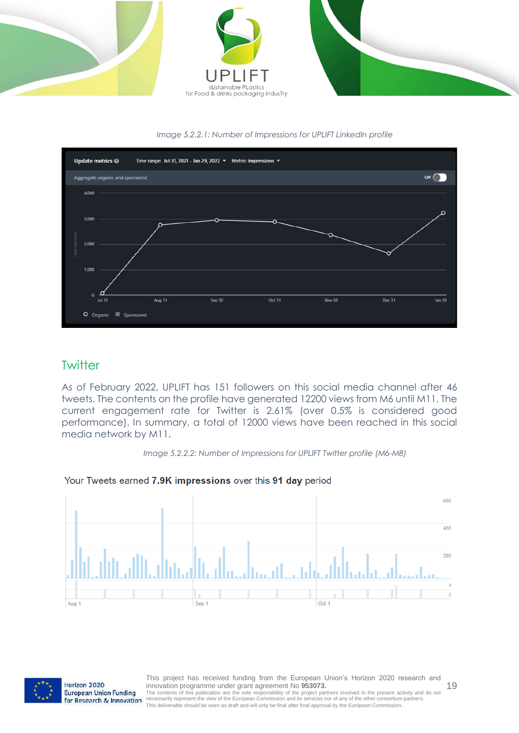*Image 5.2.2.1: Number of Impressions for UPLIFT LinkedIn profile*

## Twitter

As of February 2022, UPLIFT has 151 followers on this social media channel after 46 tweets. The contents on the profile have generated 12200 views from M6 until M11. The current engagement rate for Twitter is 2.61% (over 0.5% is considered good performance). In summary, a total of 12000 views have been reached in this social media network by M11.

*Image 5.2.2.2: Number of Impressions for UPLIFT Twitter profile (M6-M8)*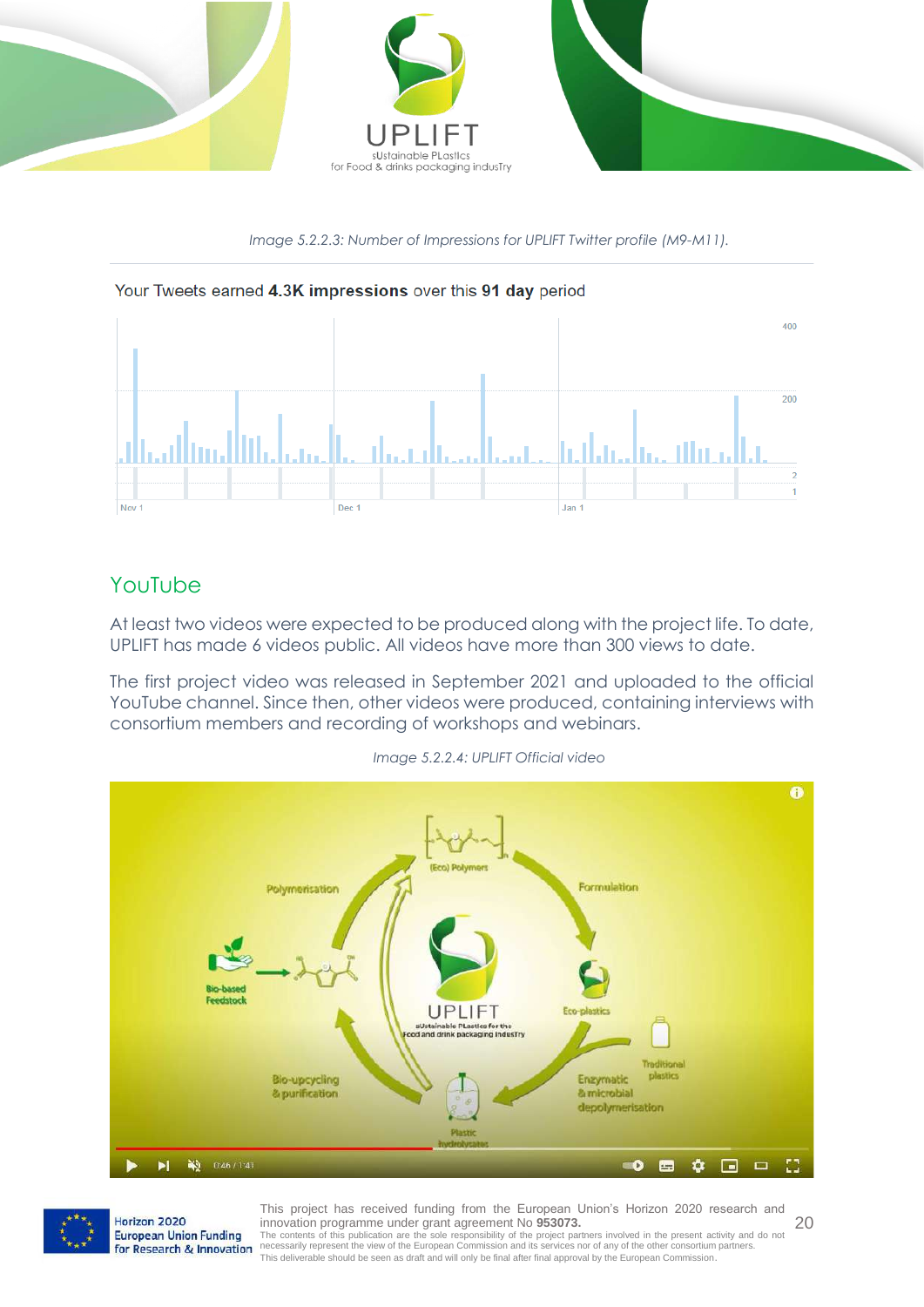*Image 5.2.2.3: Number of Impressions for UPLIFT Twitter profile (M9-M11).*

## YouTube

At least two videos were expected to be produced along with the project life. To date, UPLIFT has made 6 videos public. All videos have more than 300 views to date.

The first project video was released in September 2021 and uploaded to the official YouTube channel. Since then, other videos were produced, containing interviews with consortium members and recording of workshops and webinars.

*Image 5.2.2.4: UPLIFT Official video*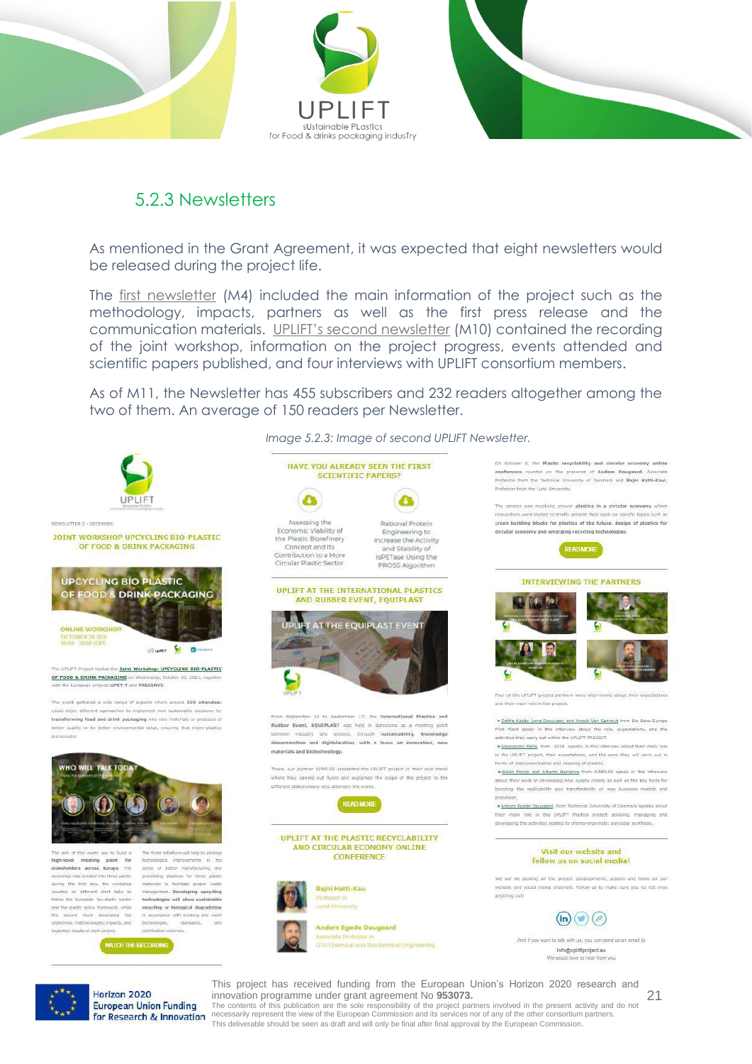## 5.2.3 Newsletters

As mentioned in the Grant Agreement, it was expected that eight newsletters would be released during the project life.

The first newsletter (M4) included the main information of the project such as the methodology, impacts, partners as well as the first press release and the communication materials. UPLIFT's second newsletter (M10) contained the recording of the joint workshop, information on the project progress, events attended and scientific papers published, and four interviews with UPLIFT consortium members.

As of M11, the Newsletter has 455 subscribers and 232 readers altogether among the two of them. An average of 150 readers per Newsletter.

*Image 5.2.3: Image of second UPLIFT Newsletter.*

This project has received funding from the European Union's Horizon 2020 research and innovation programme under grant agreement No **953073.**
The contents of this publication are the sole responsibility of the project partners involved in the present activity and do not necessarily represent the view of the European Commission and its services nor of any of the other consortium partners.
This deliverable should be seen as draft and will only be final after final approval by the European Commission.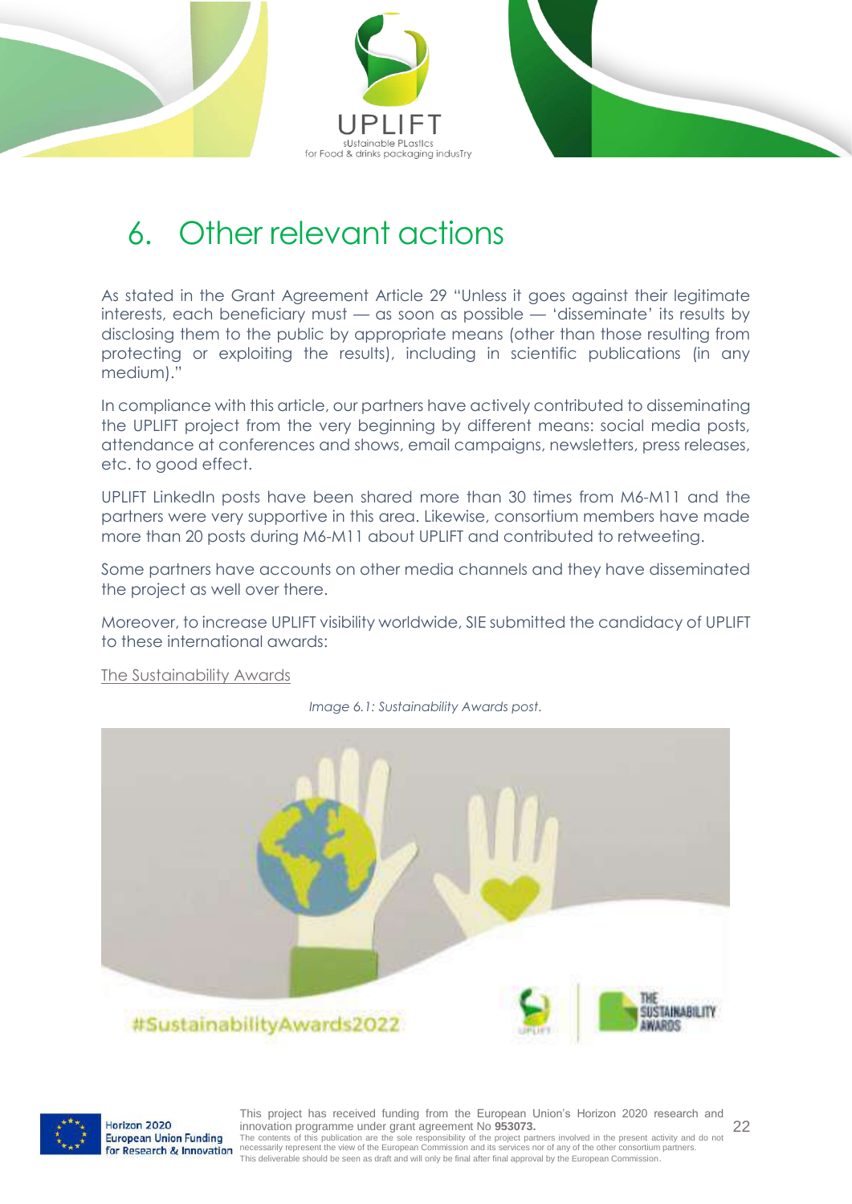# 6. Other relevant actions

As stated in the Grant Agreement Article 29 "Unless it goes against their legitimate interests, each beneficiary must — as soon as possible — 'disseminate' its results by disclosing them to the public by appropriate means (other than those resulting from protecting or exploiting the results), including in scientific publications (in any medium)."

In compliance with this article, our partners have actively contributed to disseminating the UPLIFT project from the very beginning by different means: social media posts, attendance at conferences and shows, email campaigns, newsletters, press releases, etc. to good effect.

UPLIFT LinkedIn posts have been shared more than 30 times from M6-M11 and the partners were very supportive in this area. Likewise, consortium members have made more than 20 posts during M6-M11 about UPLIFT and contributed to retweeting.

Some partners have accounts on other media channels and they have disseminated the project as well over there.

Moreover, to increase UPLIFT visibility worldwide, SIE submitted the candidacy of UPLIFT to these international awards:

The Sustainability Awards

*Image 6.1: Sustainability Awards post.*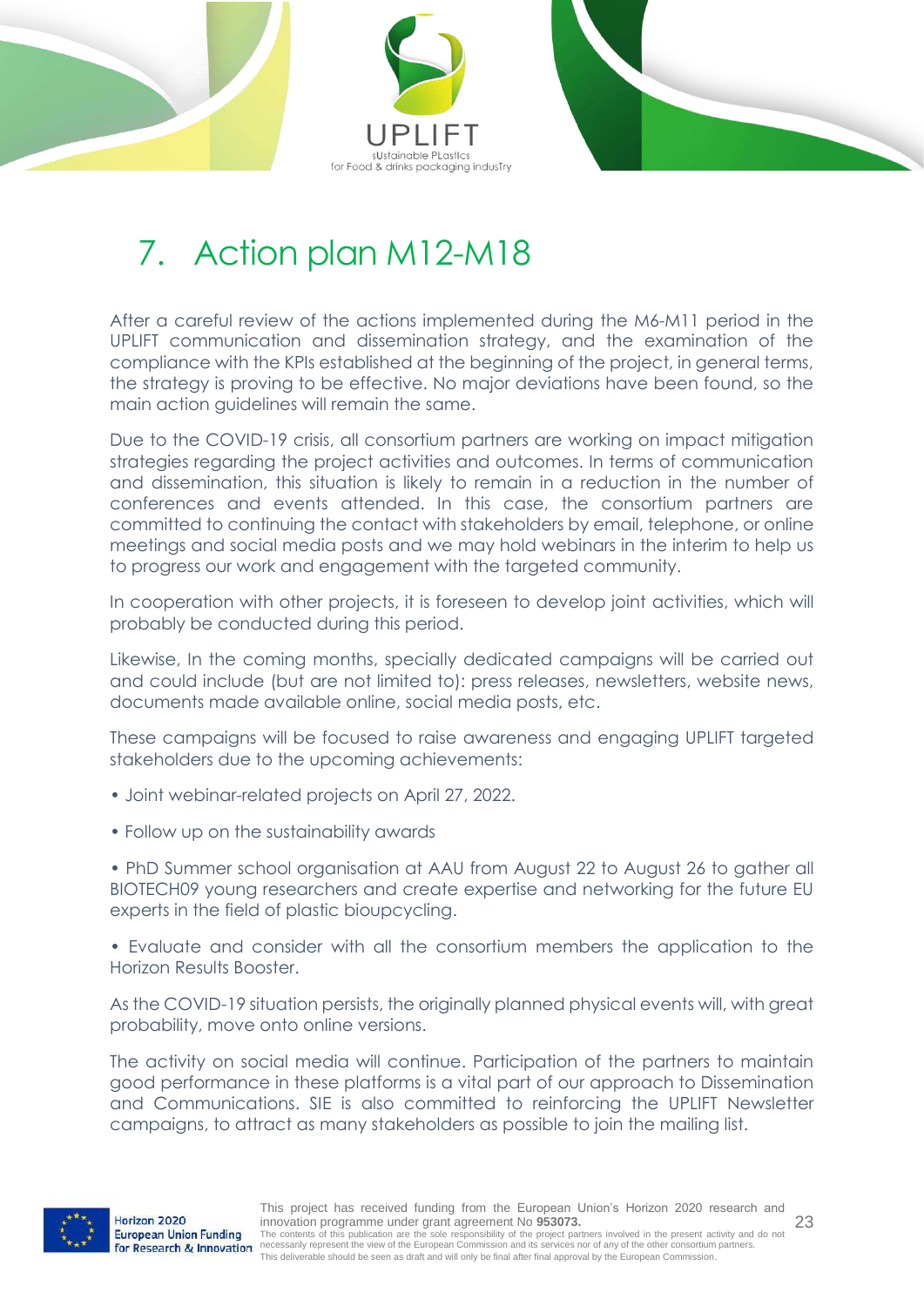# 7. Action plan M12-M18

After a careful review of the actions implemented during the M6-M11 period in the UPLIFT communication and dissemination strategy, and the examination of the compliance with the KPIs established at the beginning of the project, in general terms, the strategy is proving to be effective. No major deviations have been found, so the main action guidelines will remain the same.

Due to the COVID-19 crisis, all consortium partners are working on impact mitigation strategies regarding the project activities and outcomes. In terms of communication and dissemination, this situation is likely to remain in a reduction in the number of conferences and events attended. In this case, the consortium partners are committed to continuing the contact with stakeholders by email, telephone, or online meetings and social media posts and we may hold webinars in the interim to help us to progress our work and engagement with the targeted community.

In cooperation with other projects, it is foreseen to develop joint activities, which will probably be conducted during this period.

Likewise, In the coming months, specially dedicated campaigns will be carried out and could include (but are not limited to): press releases, newsletters, website news, documents made available online, social media posts, etc.

These campaigns will be focused to raise awareness and engaging UPLIFT targeted stakeholders due to the upcoming achievements:

- Joint webinar-related projects on April 27, 2022.
- Follow up on the sustainability awards
- PhD Summer school organisation at AAU from August 22 to August 26 to gather all BIOTECH09 young researchers and create expertise and networking for the future EU experts in the field of plastic bioupcycling.
- Evaluate and consider with all the consortium members the application to the Horizon Results Booster.

As the COVID-19 situation persists, the originally planned physical events will, with great probability, move onto online versions.

The activity on social media will continue. Participation of the partners to maintain good performance in these platforms is a vital part of our approach to Dissemination and Communications. SIE is also committed to reinforcing the UPLIFT Newsletter campaigns, to attract as many stakeholders as possible to join the mailing list.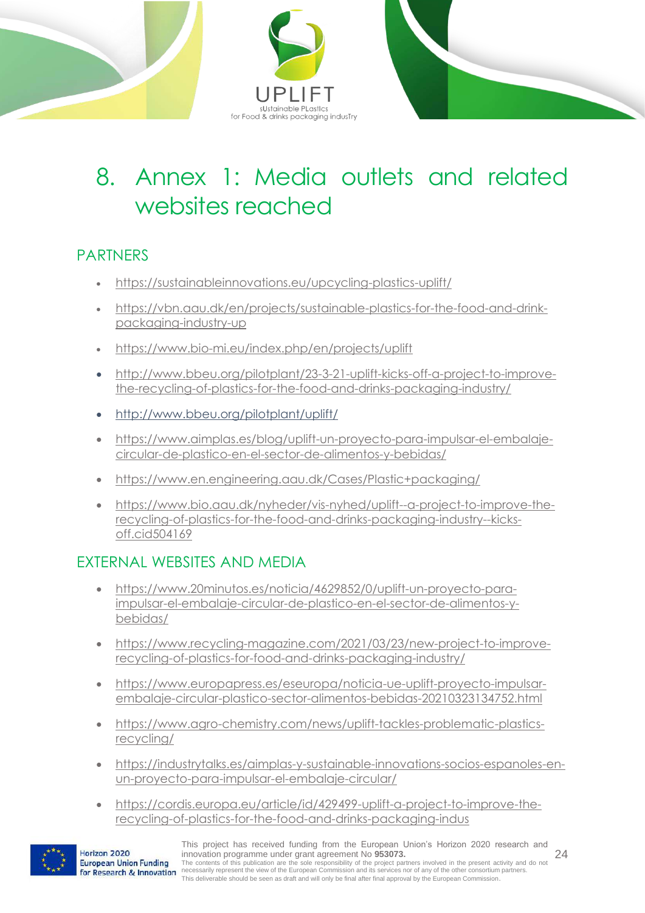# 8. Annex 1: Media outlets and related websites reached

## PARTNERS

- https://sustainableinnovations.eu/upcycling-plastics-uplift/
- https://vbn.aau.dk/en/projects/sustainable-plastics-for-the-food-and-drink-packaging-industry-up
- https://www.bio-mi.eu/index.php/en/projects/uplift
- http://www.bbeu.org/pilotplant/23-3-21-uplift-kicks-off-a-project-to-improve-the-recycling-of-plastics-for-the-food-and-drinks-packaging-industry/
- http://www.bbeu.org/pilotplant/uplift/
- https://www.aimplas.es/blog/uplift-un-proyecto-para-impulsar-el-embalaje-circular-de-plastico-en-el-sector-de-alimentos-y-bebidas/
- https://www.en.engineering.aau.dk/Cases/Plastic+packaging/
- https://www.bio.aau.dk/nyheder/vis-nyhed/uplift--a-project-to-improve-the-recycling-of-plastics-for-the-food-and-drinks-packaging-industry--kicks-off.cid504169

## EXTERNAL WEBSITES AND MEDIA

- https://www.20minutos.es/noticia/4629852/0/uplift-un-proyecto-para-impulsar-el-embalaje-circular-de-plastico-en-el-sector-de-alimentos-y-bebidas/
- https://www.recycling-magazine.com/2021/03/23/new-project-to-improve-recycling-of-plastics-for-food-and-drinks-packaging-industry/
- https://www.europapress.es/eseuropa/noticia-ue-uplift-proyecto-impulsar-embalaje-circular-plastico-sector-alimentos-bebidas-20210323134752.html
- https://www.agro-chemistry.com/news/uplift-tackles-problematic-plastics-recycling/
- https://industrytalks.es/aimplas-y-sustainable-innovations-socios-espanoles-en-un-proyecto-para-impulsar-el-embalaje-circular/
- https://cordis.europa.eu/article/id/429499-uplift-a-project-to-improve-the-recycling-of-plastics-for-the-food-and-drinks-packaging-indus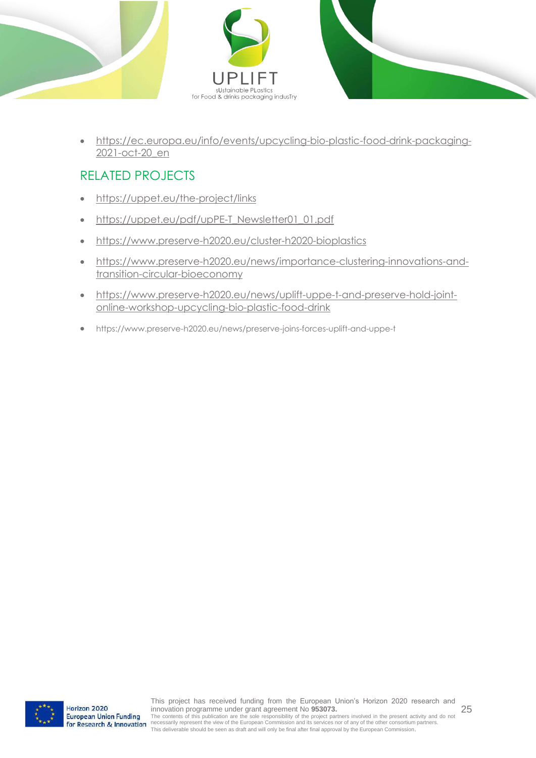- https://ec.europa.eu/info/events/upcycling-bio-plastic-food-drink-packaging-2021-oct-20_en

## RELATED PROJECTS

- https://uppet.eu/the-project/links
- https://uppet.eu/pdf/upPE-T_Newsletter01_01.pdf
- https://www.preserve-h2020.eu/cluster-h2020-bioplastics
- https://www.preserve-h2020.eu/news/importance-clustering-innovations-and-transition-circular-bioeconomy
- https://www.preserve-h2020.eu/news/uplift-uppe-t-and-preserve-hold-joint-online-workshop-upcycling-bio-plastic-food-drink
- https://www.preserve-h2020.eu/news/preserve-joins-forces-uplift-and-uppe-t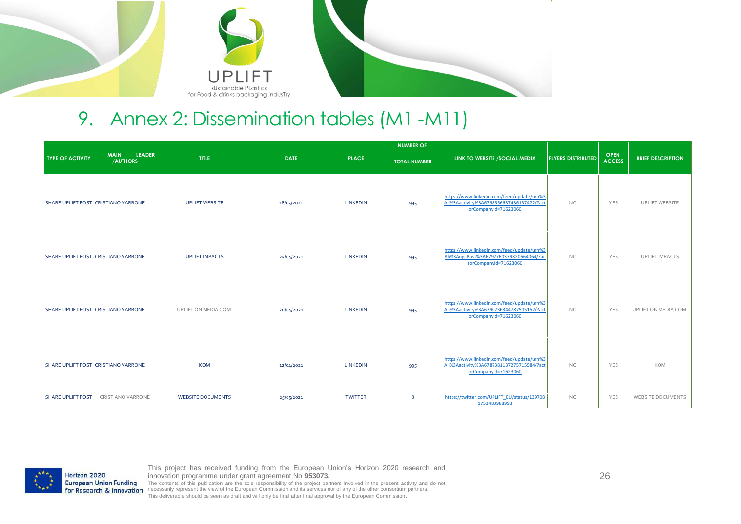# 9. Annex 2: Dissemination tables (M1 -M11)

| TYPE OF ACTIVITY | MAIN LEADER /AUTHORS | TITLE | DATE | PLACE | NUMBER OF TOTAL NUMBER | LINK TO WEBSITE /SOCIAL MEDIA | FLYERS DISTRIBUTED | OPEN ACCESS | BRIEF DESCRIPTION |
|---|---|---|---|---|---|---|---|---|---|
| SHARE UPLIFT POST | CRISTIANO VARRONE | UPLIFT WEBSITE | 18/05/2021 | LINKEDIN | 995 | https://www.linkedin.com/feed/update/urn%3Ali%3Aactivity%3A6798556637436137472/?actorCompanyId=71623060 | NO | YES | UPLIFT WEBSITE |
| SHARE UPLIFT POST | CRISTIANO VARRONE | UPLIFT IMPACTS | 25/04/2021 | LINKEDIN | 995 | https://www.linkedin.com/feed/update/urn%3Ali%3AugcPost%3A6792760379320664064/?actorCompanyId=71623060 | NO | YES | UPLIFT IMPACTS |
| SHARE UPLIFT POST | CRISTIANO VARRONE | UPLIFT ON MEDIA COM. | 20/04/2021 | LINKEDIN | 995 | https://www.linkedin.com/feed/update/urn%3Ali%3Aactivity%3A6790236344787505152/?actorCompanyId=71623060 | NO | YES | UPLIFT ON MEDIA COM. |
| SHARE UPLIFT POST | CRISTIANO VARRONE | KOM | 12/04/2021 | LINKEDIN | 995 | https://www.linkedin.com/feed/update/urn%3Ali%3Aactivity%3A6787381137275715584/?actorCompanyId=71623060 | NO | YES | KOM |
| SHARE UPLIFT POST | CRISTIANO VARRONE | WEBSITE DOCUMENTS | 25/05/2021 | TWITTER | 8 | https://twitter.com/UPLIFT_EU/status/1397081753483988993 | NO | YES | WEBSITE DOCUMENTS |

This project has received funding from the European Union's Horizon 2020 research and innovation programme under grant agreement No **953073.**
The contents of this publication are the sole responsibility of the project partners involved in the present activity and do not necessarily represent the view of the European Commission and its services nor of any of the other consortium partners.
This deliverable should be seen as draft and will only be final after final approval by the European Commission.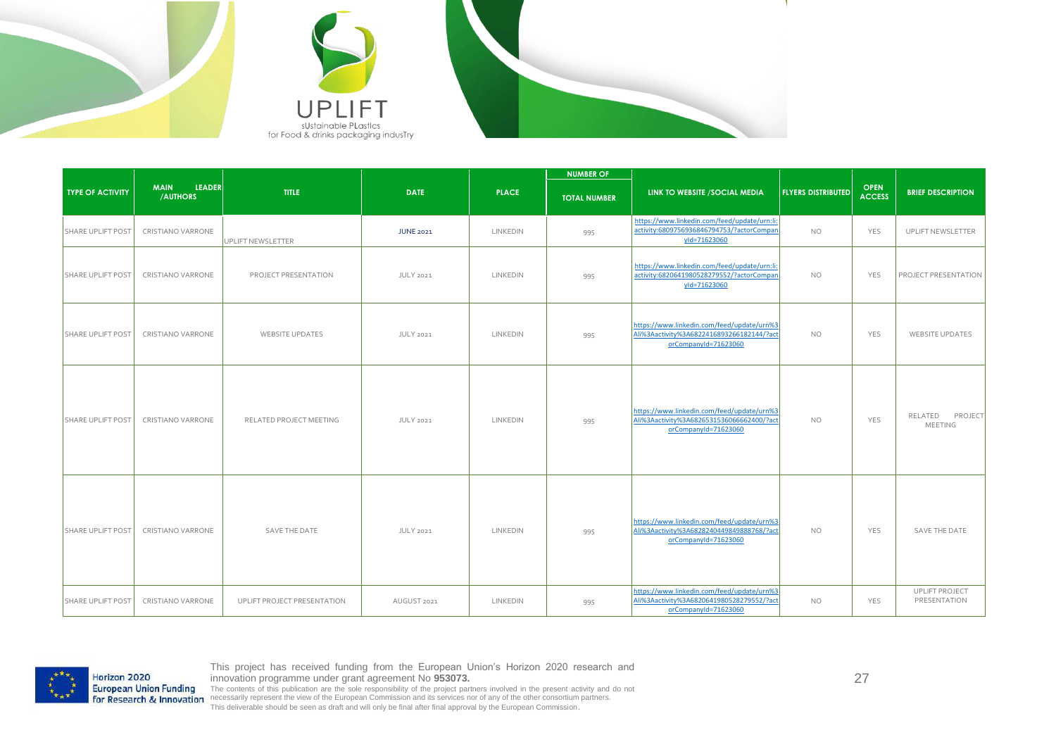| TYPE OF ACTIVITY | MAIN LEADER /AUTHORS | TITLE | DATE | PLACE | NUMBER OF | LINK TO WEBSITE /SOCIAL MEDIA | FLYERS DISTRIBUTED | OPEN ACCESS | BRIEF DESCRIPTION |
|---|---|---|---|---|---|---|---|---|---|
| | | | | | TOTAL NUMBER | | | | |
| SHARE UPLIFT POST | CRISTIANO VARRONE | UPLIFT NEWSLETTER | JUNE 2021 | LINKEDIN | 995 | https://www.linkedin.com/feed/update/urn:li:activity:6809756936846794753/?actorCompanyId=71623060 | NO | YES | UPLIFT NEWSLETTER |
| SHARE UPLIFT POST | CRISTIANO VARRONE | PROJECT PRESENTATION | JULY 2021 | LINKEDIN | 995 | https://www.linkedin.com/feed/update/urn:li:activity:6820641980528279552/?actorCompanyId=71623060 | NO | YES | PROJECT PRESENTATION |
| SHARE UPLIFT POST | CRISTIANO VARRONE | WEBSITE UPDATES | JULY 2021 | LINKEDIN | 995 | https://www.linkedin.com/feed/update/urn%3Ali%3Aactivity%3A6822416893266182144/?actorCompanyId=71623060 | NO | YES | WEBSITE UPDATES |
| SHARE UPLIFT POST | CRISTIANO VARRONE | RELATED PROJECT MEETING | JULY 2021 | LINKEDIN | 995 | https://www.linkedin.com/feed/update/urn%3Ali%3Aactivity%3A6826531536066662400/?actorCompanyId=71623060 | NO | YES | RELATED PROJECT MEETING |
| SHARE UPLIFT POST | CRISTIANO VARRONE | SAVE THE DATE | JULY 2021 | LINKEDIN | 995 | https://www.linkedin.com/feed/update/urn%3Ali%3Aactivity%3A6828240449849888768/?actorCompanyId=71623060 | NO | YES | SAVE THE DATE |
| SHARE UPLIFT POST | CRISTIANO VARRONE | UPLIFT PROJECT PRESENTATION | AUGUST 2021 | LINKEDIN | 995 | https://www.linkedin.com/feed/update/urn%3Ali%3Aactivity%3A6820641980528279552/?actorCompanyId=71623060 | NO | YES | UPLIFT PROJECT PRESENTATION |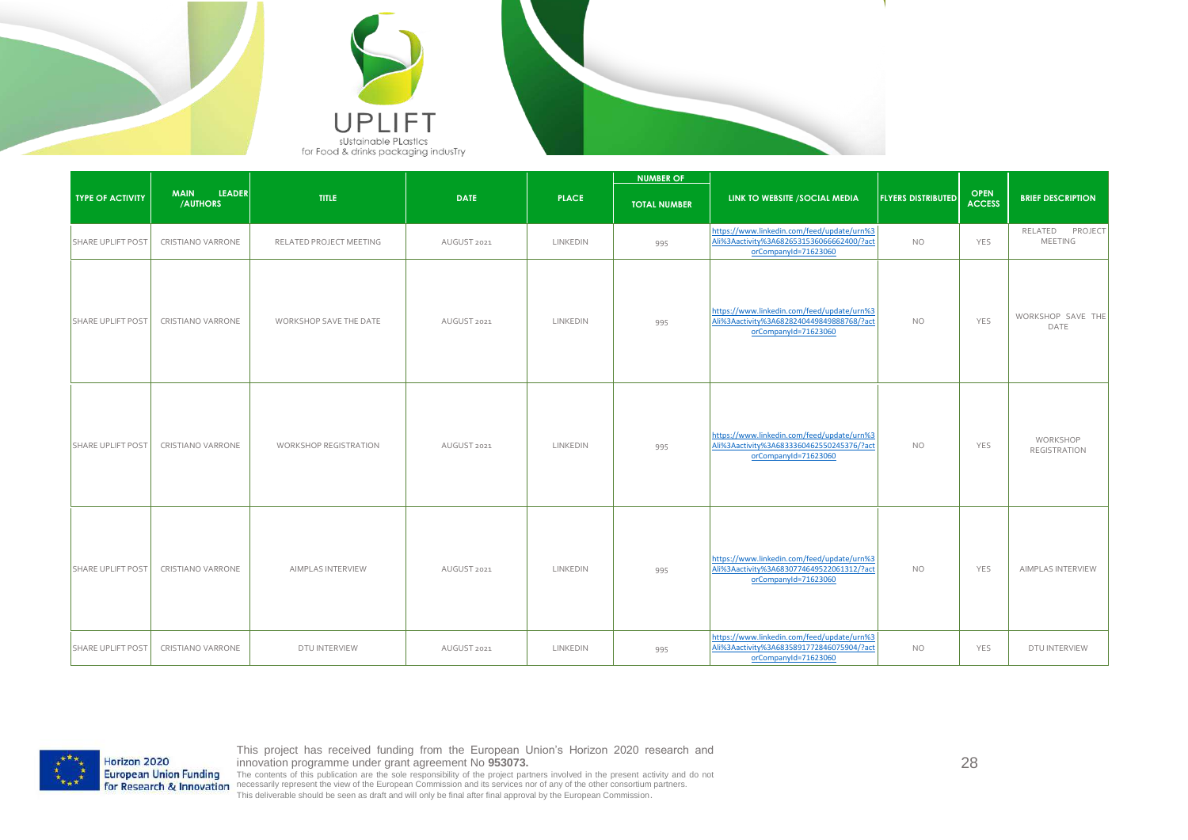| TYPE OF ACTIVITY | MAIN LEADER /AUTHORS | TITLE | DATE | PLACE | NUMBER OF | LINK TO WEBSITE /SOCIAL MEDIA | FLYERS DISTRIBUTED | OPEN ACCESS | BRIEF DESCRIPTION |
|---|---|---|---|---|---|---|---|---|---|
| | | | | | TOTAL NUMBER | | | | |
| SHARE UPLIFT POST | CRISTIANO VARRONE | RELATED PROJECT MEETING | AUGUST 2021 | LINKEDIN | 995 | https://www.linkedin.com/feed/update/urn%3Ali%3Aactivity%3A6826531536066662400/?actorCompanyId=71623060 | NO | YES | RELATED PROJECT MEETING |
| SHARE UPLIFT POST | CRISTIANO VARRONE | WORKSHOP SAVE THE DATE | AUGUST 2021 | LINKEDIN | 995 | https://www.linkedin.com/feed/update/urn%3Ali%3Aactivity%3A6828240449849888768/?actorCompanyId=71623060 | NO | YES | WORKSHOP SAVE THE DATE |
| SHARE UPLIFT POST | CRISTIANO VARRONE | WORKSHOP REGISTRATION | AUGUST 2021 | LINKEDIN | 995 | https://www.linkedin.com/feed/update/urn%3Ali%3Aactivity%3A6833360462550245376/?actorCompanyId=71623060 | NO | YES | WORKSHOP REGISTRATION |
| SHARE UPLIFT POST | CRISTIANO VARRONE | AIMPLAS INTERVIEW | AUGUST 2021 | LINKEDIN | 995 | https://www.linkedin.com/feed/update/urn%3Ali%3Aactivity%3A6830774649522061312/?actorCompanyId=71623060 | NO | YES | AIMPLAS INTERVIEW |
| SHARE UPLIFT POST | CRISTIANO VARRONE | DTU INTERVIEW | AUGUST 2021 | LINKEDIN | 995 | https://www.linkedin.com/feed/update/urn%3Ali%3Aactivity%3A6835891772846075904/?actorCompanyId=71623060 | NO | YES | DTU INTERVIEW |

This project has received funding from the European Union's Horizon 2020 research and innovation programme under grant agreement No **953073.**
The contents of this publication are the sole responsibility of the project partners involved in the present activity and do not necessarily represent the view of the European Commission and its services nor of any of the other consortium partners.
This deliverable should be seen as draft and will only be final after final approval by the European Commission.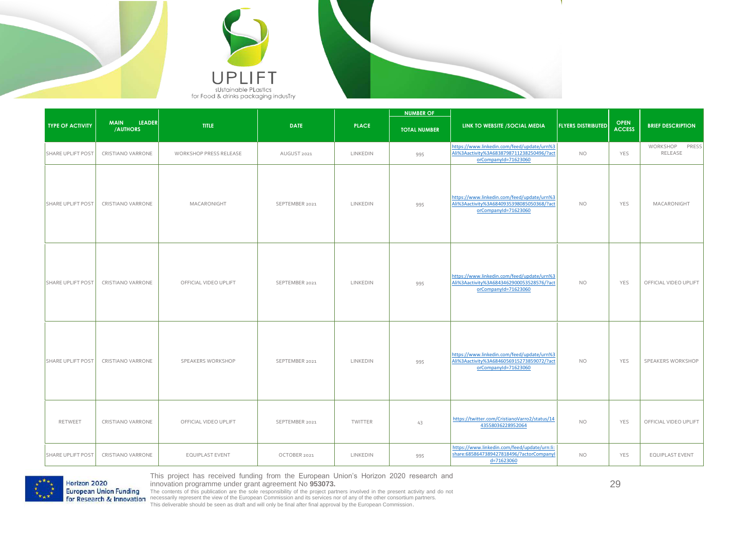| TYPE OF ACTIVITY | MAIN LEADER /AUTHORS | TITLE | DATE | PLACE | NUMBER OF | LINK TO WEBSITE /SOCIAL MEDIA | FLYERS DISTRIBUTED | OPEN ACCESS | BRIEF DESCRIPTION |
|---|---|---|---|---|---|---|---|---|---|
| | | | | | TOTAL NUMBER | | | | |
| SHARE UPLIFT POST | CRISTIANO VARRONE | WORKSHOP PRESS RELEASE | AUGUST 2021 | LINKEDIN | 995 | https://www.linkedin.com/feed/update/urn%3Ali%3Aactivity%3A6838798711238250496/?actorCompanyId=71623060 | NO | YES | WORKSHOP PRESS RELEASE |
| SHARE UPLIFT POST | CRISTIANO VARRONE | MACARONIGHT | SEPTEMBER 2021 | LINKEDIN | 995 | https://www.linkedin.com/feed/update/urn%3Ali%3Aactivity%3A6840935398085050368/?actorCompanyId=71623060 | NO | YES | MACARONIGHT |
| SHARE UPLIFT POST | CRISTIANO VARRONE | OFFICIAL VIDEO UPLIFT | SEPTEMBER 2021 | LINKEDIN | 995 | https://www.linkedin.com/feed/update/urn%3Ali%3Aactivity%3A6843462900053528576/?actorCompanyId=71623060 | NO | YES | OFFICIAL VIDEO UPLIFT |
| SHARE UPLIFT POST | CRISTIANO VARRONE | SPEAKERS WORKSHOP | SEPTEMBER 2021 | LINKEDIN | 995 | https://www.linkedin.com/feed/update/urn%3Ali%3Aactivity%3A6846056915273859072/?actorCompanyId=71623060 | NO | YES | SPEAKERS WORKSHOP |
| RETWEET | CRISTIANO VARRONE | OFFICIAL VIDEO UPLIFT | SEPTEMBER 2021 | TWITTER | 43 | https://twitter.com/CristianoVarro2/status/1443558036228952064 | NO | YES | OFFICIAL VIDEO UPLIFT |
| SHARE UPLIFT POST | CRISTIANO VARRONE | EQUIPLAST EVENT | OCTOBER 2021 | LINKEDIN | 995 | https://www.linkedin.com/feed/update/urn:li:share:6858647389427818496/?actorCompanyId=71623060 | NO | YES | EQUIPLAST EVENT |

This project has received funding from the European Union's Horizon 2020 research and innovation programme under grant agreement No **953073.**

The contents of this publication are the sole responsibility of the project partners involved in the present activity and do not necessarily represent the view of the European Commission and its services nor of any of the other consortium partners.

This deliverable should be seen as draft and will only be final after final approval by the European Commission.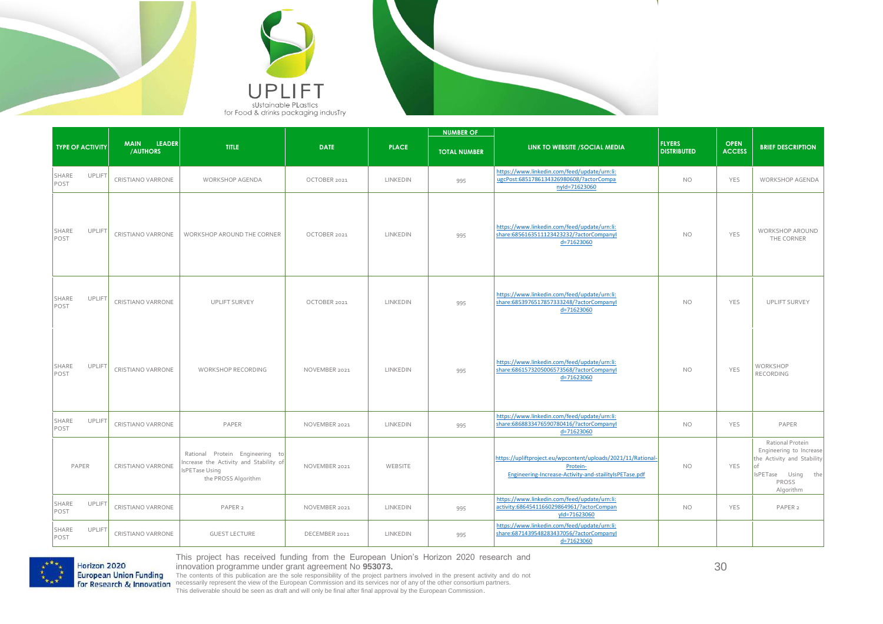| TYPE OF ACTIVITY | MAIN LEADER /AUTHORS | TITLE | DATE | PLACE | NUMBER OF | LINK TO WEBSITE /SOCIAL MEDIA | FLYERS DISTRIBUTED | OPEN ACCESS | BRIEF DESCRIPTION |
|---|---|---|---|---|---|---|---|---|---|
| | | | | | TOTAL NUMBER | | | | |
| SHARE UPLIFT POST | CRISTIANO VARRONE | WORKSHOP AGENDA | OCTOBER 2021 | LINKEDIN | 995 | https://www.linkedin.com/feed/update/urn:li:ugcPost:6851786134326980608/?actorCompanyId=71623060 | NO | YES | WORKSHOP AGENDA |
| SHARE UPLIFT POST | CRISTIANO VARRONE | WORKSHOP AROUND THE CORNER | OCTOBER 2021 | LINKEDIN | 995 | https://www.linkedin.com/feed/update/urn:li:share:6856163511123423232/?actorCompanyId=71623060 | NO | YES | WORKSHOP AROUND THE CORNER |
| SHARE UPLIFT POST | CRISTIANO VARRONE | UPLIFT SURVEY | OCTOBER 2021 | LINKEDIN | 995 | https://www.linkedin.com/feed/update/urn:li:share:6853976517857333248/?actorCompanyId=71623060 | NO | YES | UPLIFT SURVEY |
| SHARE UPLIFT POST | CRISTIANO VARRONE | WORKSHOP RECORDING | NOVEMBER 2021 | LINKEDIN | 995 | https://www.linkedin.com/feed/update/urn:li:share:6861573205006573568/?actorCompanyId=71623060 | NO | YES | WORKSHOP RECORDING |
| SHARE UPLIFT POST | CRISTIANO VARRONE | PAPER | NOVEMBER 2021 | LINKEDIN | 995 | https://www.linkedin.com/feed/update/urn:li:share:6868833476590780416/?actorCompanyId=71623060 | NO | YES | PAPER |
| PAPER | CRISTIANO VARRONE | Rational Protein Engineering to Increase the Activity and Stability of IsPETase Using the PROSS Algorithm | NOVEMBER 2021 | WEBSITE | | https://upliftproject.eu/wpcontent/uploads/2021/11/Rational-Protein-Engineering-Increase-Activity-and-staility IsPETase.pdf | NO | YES | Rational Protein Engineering to Increase the Activity and Stability of IsPETase Using the PROSS Algorithm |
| SHARE UPLIFT POST | CRISTIANO VARRONE | PAPER 2 | NOVEMBER 2021 | LINKEDIN | 995 | https://www.linkedin.com/feed/update/urn:li:activity:6864541166029864961/?actorCompanyId=71623060 | NO | YES | PAPER 2 |
| SHARE UPLIFT POST | CRISTIANO VARRONE | GUEST LECTURE | DECEMBER 2021 | LINKEDIN | 995 | https://www.linkedin.com/feed/update/urn:li:share:6871439548283437056/?actorCompanyId=71623060 | | | |

This project has received funding from the European Union's Horizon 2020 research and innovation programme under grant agreement No **953073.**

The contents of this publication are the sole responsibility of the project partners involved in the present activity and do not necessarily represent the view of the European Commission and its services nor of any of the other consortium partners.

This deliverable should be seen as draft and will only be final after final approval by the European Commission.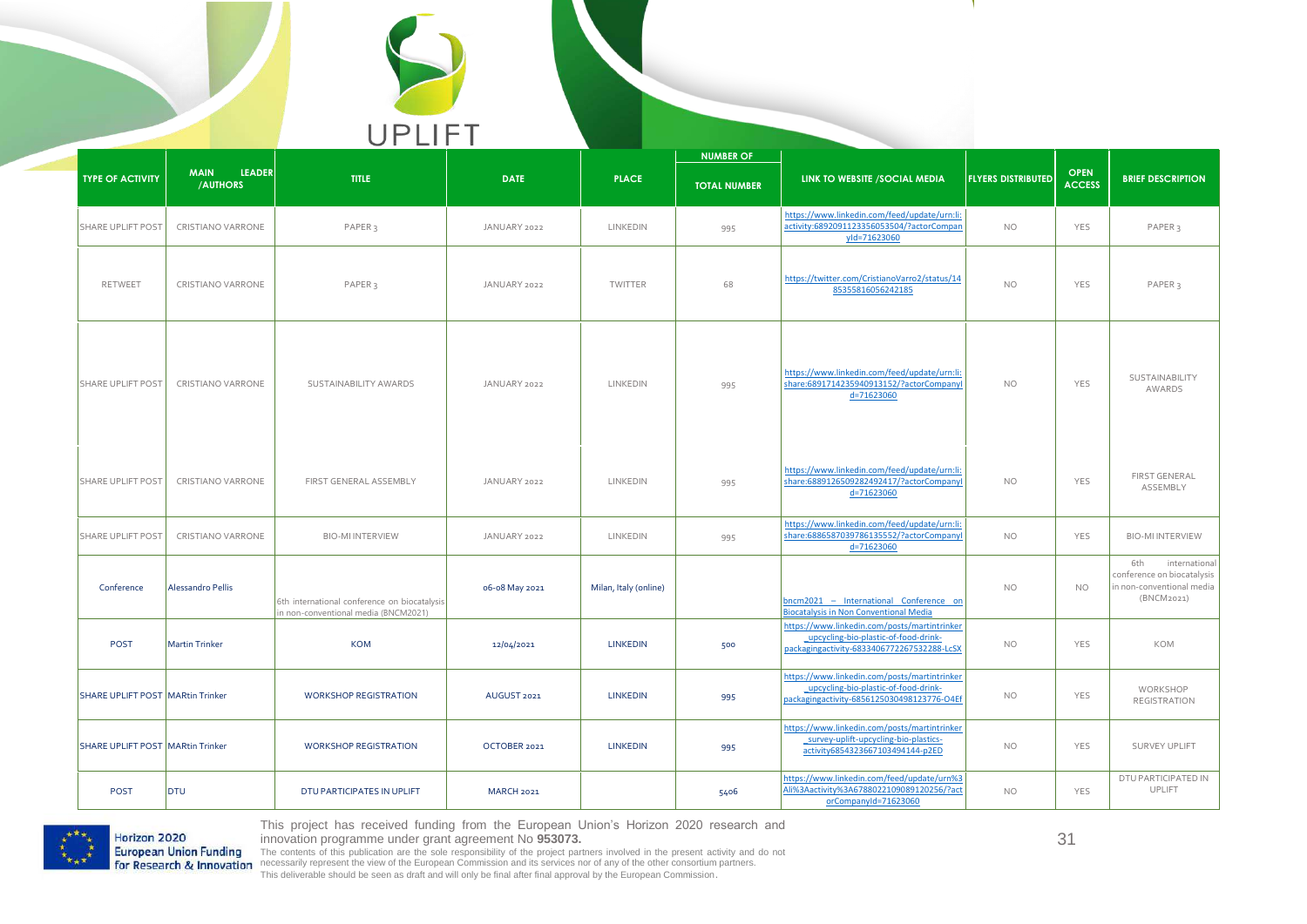| TYPE OF ACTIVITY | MAIN LEADER /AUTHORS | TITLE | DATE | PLACE | NUMBER OF TOTAL NUMBER | LINK TO WEBSITE /SOCIAL MEDIA | FLYERS DISTRIBUTED | OPEN ACCESS | BRIEF DESCRIPTION |
|---|---|---|---|---|---|---|---|---|---|
| SHARE UPLIFT POST | CRISTIANO VARRONE | PAPER 3 | JANUARY 2022 | LINKEDIN | 995 | https://www.linkedin.com/feed/update/urn:li:activity:6892091123356053504/?actorCompanyId=71623060 | NO | YES | PAPER 3 |
| RETWEET | CRISTIANO VARRONE | PAPER 3 | JANUARY 2022 | TWITTER | 68 | https://twitter.com/CristianoVarro2/status/1485355816056242185 | NO | YES | PAPER 3 |
| SHARE UPLIFT POST | CRISTIANO VARRONE | SUSTAINABILITY AWARDS | JANUARY 2022 | LINKEDIN | 995 | https://www.linkedin.com/feed/update/urn:li:share:6891714235940913152/?actorCompanyId=71623060 | NO | YES | SUSTAINABILITY AWARDS |
| SHARE UPLIFT POST | CRISTIANO VARRONE | FIRST GENERAL ASSEMBLY | JANUARY 2022 | LINKEDIN | 995 | https://www.linkedin.com/feed/update/urn:li:share:6889126509282492417/?actorCompanyId=71623060 | NO | YES | FIRST GENERAL ASSEMBLY |
| SHARE UPLIFT POST | CRISTIANO VARRONE | BIO-MI INTERVIEW | JANUARY 2022 | LINKEDIN | 995 | https://www.linkedin.com/feed/update/urn:li:share:6886587039786135552/?actorCompanyId=71623060 | NO | YES | BIO-MI INTERVIEW |
| Conference | Alessandro Pellis | 6th international conference on biocatalysis in non-conventional media (BNCM2021) | 06-08 May 2021 | Milan, Italy (online) | | bncm2021 – International Conference on Biocatalysis in Non Conventional Media | NO | NO | 6th international conference on biocatalysis in non-conventional media (BNCM2021) |
| POST | Martin Trinker | KOM | 12/04/2021 | LINKEDIN | 500 | https://www.linkedin.com/posts/martintrinker_upcycling-bio-plastic-of-food-drink-packagingactivity-6833406772267532288-LcSX | NO | YES | KOM |
| SHARE UPLIFT POST | MARtin Trinker | WORKSHOP REGISTRATION | AUGUST 2021 | LINKEDIN | 995 | https://www.linkedin.com/posts/martintrinker_upcycling-bio-plastic-of-food-drink-packagingactivity-6856125030498123776-O4Ef | NO | YES | WORKSHOP REGISTRATION |
| SHARE UPLIFT POST | MARtin Trinker | WORKSHOP REGISTRATION | OCTOBER 2021 | LINKEDIN | 995 | https://www.linkedin.com/posts/martintrinker_survey-uplift-upcycling-bio-plastics-activity6854323667103494144-p2ED | NO | YES | SURVEY UPLIFT |
| POST | DTU | DTU PARTICIPATES IN UPLIFT | MARCH 2021 | | 5406 | https://www.linkedin.com/feed/update/urn%3Ali%3Aactivity%3A6788022109089120256/?actorCompanyId=71623060 | NO | YES | DTU PARTICIPATED IN UPLIFT |

This project has received funding from the European Union's Horizon 2020 research and innovation programme under grant agreement No **953073.**

The contents of this publication are the sole responsibility of the project partners involved in the present activity and do not necessarily represent the view of the European Commission and its services nor of any of the other consortium partners.
This deliverable should be seen as draft and will only be final after final approval by the European Commission.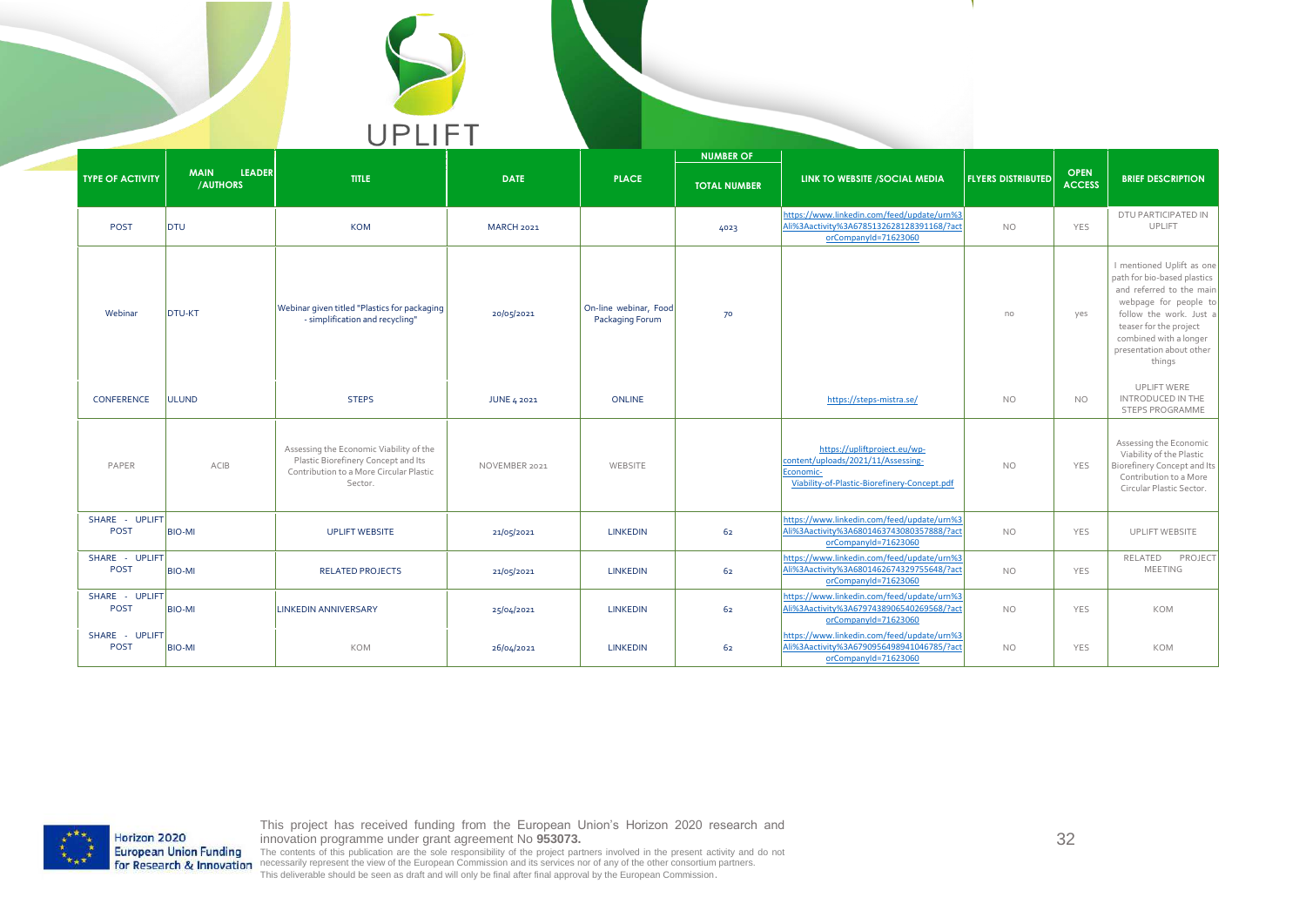| TYPE OF ACTIVITY | MAIN LEADER /AUTHORS | TITLE | DATE | PLACE | NUMBER OF | LINK TO WEBSITE /SOCIAL MEDIA | FLYERS DISTRIBUTED | OPEN ACCESS | BRIEF DESCRIPTION |
|---|---|---|---|---|---|---|---|---|---|
| | | | | | TOTAL NUMBER | | | | |
| POST | DTU | KOM | MARCH 2021 | | 4023 | https://www.linkedin.com/feed/update/urn%3Ali%3Aactivity%3A6785132628128391168/?actorCompanyId=71623060 | NO | YES | DTU PARTICIPATED IN UPLIFT |
| Webinar | DTU-KT | Webinar given titled "Plastics for packaging - simplification and recycling" | 20/05/2021 | On-line webinar, Food Packaging Forum | 70 | | no | yes | I mentioned Uplift as one path for bio-based plastics and referred to the main webpage for people to follow the work. Just a teaser for the project combined with a longer presentation about other things |
| CONFERENCE | ULUND | STEPS | JUNE 4 2021 | ONLINE | | https://steps-mistra.se/ | NO | NO | UPLIFT WERE INTRODUCED IN THE STEPS PROGRAMME |
| PAPER | ACIB | Assessing the Economic Viability of the Plastic Biorefinery Concept and Its Contribution to a More Circular Plastic Sector. | NOVEMBER 2021 | WEBSITE | | https://upliftproject.eu/wp-content/uploads/2021/11/Assessing-Economic-Viability-of-Plastic-Biorefinery-Concept.pdf | NO | YES | Assessing the Economic Viability of the Plastic Biorefinery Concept and Its Contribution to a More Circular Plastic Sector. |
| SHARE - UPLIFT POST | BIO-MI | UPLIFT WEBSITE | 21/05/2021 | LINKEDIN | 62 | https://www.linkedin.com/feed/update/urn%3Ali%3Aactivity%3A6801463743080357888/?actorCompanyId=71623060 | NO | YES | UPLIFT WEBSITE |
| SHARE - UPLIFT POST | BIO-MI | RELATED PROJECTS | 21/05/2021 | LINKEDIN | 62 | https://www.linkedin.com/feed/update/urn%3Ali%3Aactivity%3A6801462674329755648/?actorCompanyId=71623060 | NO | YES | RELATED PROJECT MEETING |
| SHARE - UPLIFT POST | BIO-MI | LINKEDIN ANNIVERSARY | 25/04/2021 | LINKEDIN | 62 | https://www.linkedin.com/feed/update/urn%3Ali%3Aactivity%3A6797438906540269568/?actorCompanyId=71623060 | NO | YES | KOM |
| SHARE - UPLIFT POST | BIO-MI | KOM | 26/04/2021 | LINKEDIN | 62 | https://www.linkedin.com/feed/update/urn%3Ali%3Aactivity%3A6790956498941046785/?actorCompanyId=71623060 | NO | YES | KOM |

This project has received funding from the European Union's Horizon 2020 research and innovation programme under grant agreement No **953073.**

The contents of this publication are the sole responsibility of the project partners involved in the present activity and do not necessarily represent the view of the European Commission and its services nor of any of the other consortium partners.
This deliverable should be seen as draft and will only be final after final approval by the European Commission.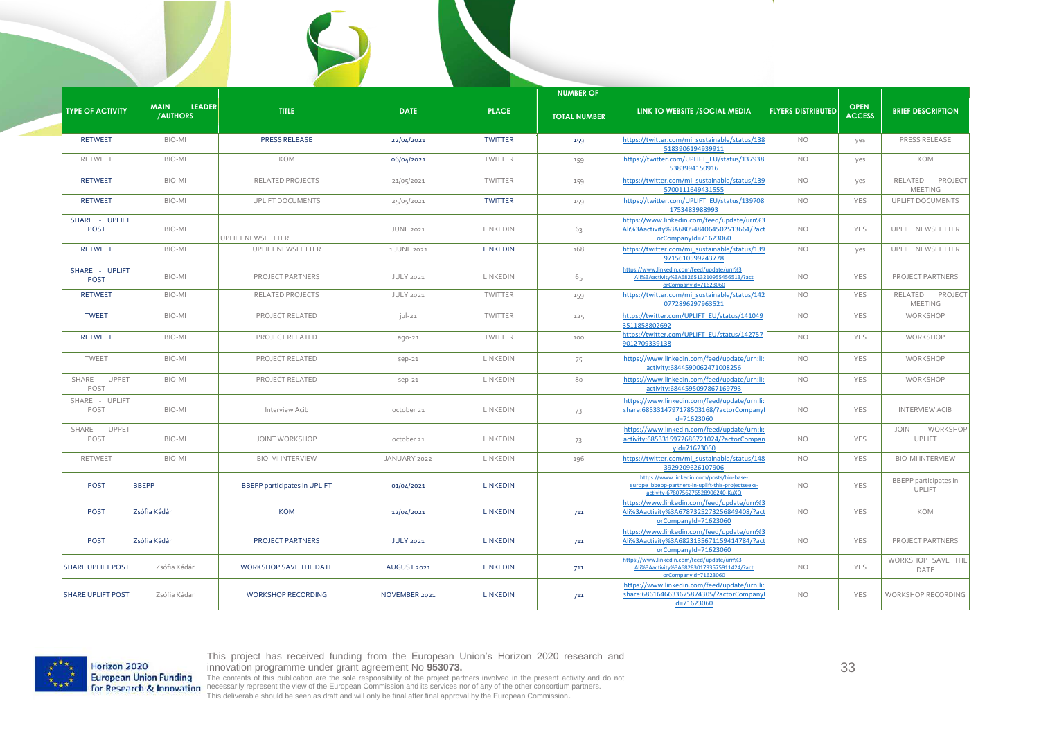| TYPE OF ACTIVITY | MAIN LEADER /AUTHORS | TITLE | DATE | PLACE | NUMBER OF TOTAL NUMBER | LINK TO WEBSITE /SOCIAL MEDIA | FLYERS DISTRIBUTED | OPEN ACCESS | BRIEF DESCRIPTION |
|---|---|---|---|---|---|---|---|---|---|
| RETWEET | BIO-MI | PRESS RELEASE | 22/04/2021 | TWITTER | 159 | https://twitter.com/mi_sustainable/status/1385183906194939911 | NO | yes | PRESS RELEASE |
| RETWEET | BIO-MI | KOM | 06/04/2021 | TWITTER | 159 | https://twitter.com/UPLIFT_EU/status/1379385383994150916 | NO | yes | KOM |
| RETWEET | BIO-MI | RELATED PROJECTS | 21/05/2021 | TWITTER | 159 | https://twitter.com/mi_sustainable/status/1395700111649431555 | NO | yes | RELATED PROJECT MEETING |
| RETWEET | BIO-MI | UPLIFT DOCUMENTS | 25/05/2021 | TWITTER | 159 | https://twitter.com/UPLIFT_EU/status/1397081753483988993 | NO | YES | UPLIFT DOCUMENTS |
| SHARE - UPLIFT POST | BIO-MI | UPLIFT NEWSLETTER | JUNE 2021 | LINKEDIN | 63 | https://www.linkedin.com/feed/update/urn%3Ali%3Aactivity%3A6805484064502513664/?actorCompanyId=71623060 | NO | YES | UPLIFT NEWSLETTER |
| RETWEET | BIO-MI | UPLIFT NEWSLETTER | 1 JUNE 2021 | LINKEDIN | 168 | https://twitter.com/mi_sustainable/status/1399715610599243778 | NO | yes | UPLIFT NEWSLETTER |
| SHARE - UPLIFT POST | BIO-MI | PROJECT PARTNERS | JULY 2021 | LINKEDIN | 65 | https://www.linkedin.com/feed/update/urn%3Ali%3Aactivity%3A6826513210955456513/?actorCompanyId=71623060 | NO | YES | PROJECT PARTNERS |
| RETWEET | BIO-MI | RELATED PROJECTS | JULY 2021 | TWITTER | 159 | https://twitter.com/mi_sustainable/status/1420772896297963521 | NO | YES | RELATED PROJECT MEETING |
| TWEET | BIO-MI | PROJECT RELATED | jul-21 | TWITTER | 125 | https://twitter.com/UPLIFT_EU/status/1410493511858802692 | NO | YES | WORKSHOP |
| RETWEET | BIO-MI | PROJECT RELATED | ago-21 | TWITTER | 100 | https://twitter.com/UPLIFT_EU/status/1427579012709339138 | NO | YES | WORKSHOP |
| TWEET | BIO-MI | PROJECT RELATED | sep-21 | LINKEDIN | 75 | https://www.linkedin.com/feed/update/urn:li:activity:6844590062471008256 | NO | YES | WORKSHOP |
| SHARE- UPPET POST | BIO-MI | PROJECT RELATED | sep-21 | LINKEDIN | 80 | https://www.linkedin.com/feed/update/urn:li:activity:6844595099867169793 | NO | YES | WORKSHOP |
| SHARE - UPLIFT POST | BIO-MI | Interview Acib | october 21 | LINKEDIN | 73 | https://www.linkedin.com/feed/update/urn:li:share:6853314797178503168/?actorCompanyId=71623060 | NO | YES | INTERVIEW ACIB |
| SHARE - UPPET POST | BIO-MI | JOINT WORKSHOP | october 21 | LINKEDIN | 73 | https://www.linkedin.com/feed/update/urn:li:activity:6853315972686721024/?actorCompanyId=71623060 | NO | YES | JOINT WORKSHOP UPLIFT |
| RETWEET | BIO-MI | BIO-MI INTERVIEW | JANUARY 2022 | LINKEDIN | 196 | https://twitter.com/mi_sustainable/status/1483929209626107906 | NO | YES | BIO-MI INTERVIEW |
| POST | BBEPP | BBEPP participates in UPLIFT | 01/04/2021 | LINKEDIN | | https://www.linkedin.com/posts/bio-base-europe_bbepp-partners-in-uplift-this-projectseeks-activity-6780756276528906240-KuXQ | NO | YES | BBEPP participates in UPLIFT |
| POST | Zsófia Kádár | KOM | 12/04/2021 | LINKEDIN | 711 | https://www.linkedin.com/feed/update/urn%3Ali%3Aactivity%3A6787325273256849408/?actorCompanyId=71623060 | NO | YES | KOM |
| POST | Zsófia Kádár | PROJECT PARTNERS | JULY 2021 | LINKEDIN | 711 | https://www.linkedin.com/feed/update/urn%3Ali%3Aactivity%3A6823135671159414784/?actorCompanyId=71623060 | NO | YES | PROJECT PARTNERS |
| SHARE UPLIFT POST | Zsófia Kádár | WORKSHOP SAVE THE DATE | AUGUST 2021 | LINKEDIN | 711 | https://www.linkedin.com/feed/update/urn%3Ali%3Aactivity%3A6828301793575911424/?actorCompanyId=71623060 | NO | YES | WORKSHOP SAVE THE DATE |
| SHARE UPLIFT POST | Zsófia Kádár | WORKSHOP RECORDING | NOVEMBER 2021 | LINKEDIN | 711 | https://www.linkedin.com/feed/update/urn:li:share:6861646633675874305/?actorCompanyId=71623060 | NO | YES | WORKSHOP RECORDING |

This project has received funding from the European Union's Horizon 2020 research and innovation programme under grant agreement No **953073.**
The contents of this publication are the sole responsibility of the project partners involved in the present activity and do not necessarily represent the view of the European Commission and its services nor of any of the other consortium partners.
This deliverable should be seen as draft and will only be final after final approval by the European Commission.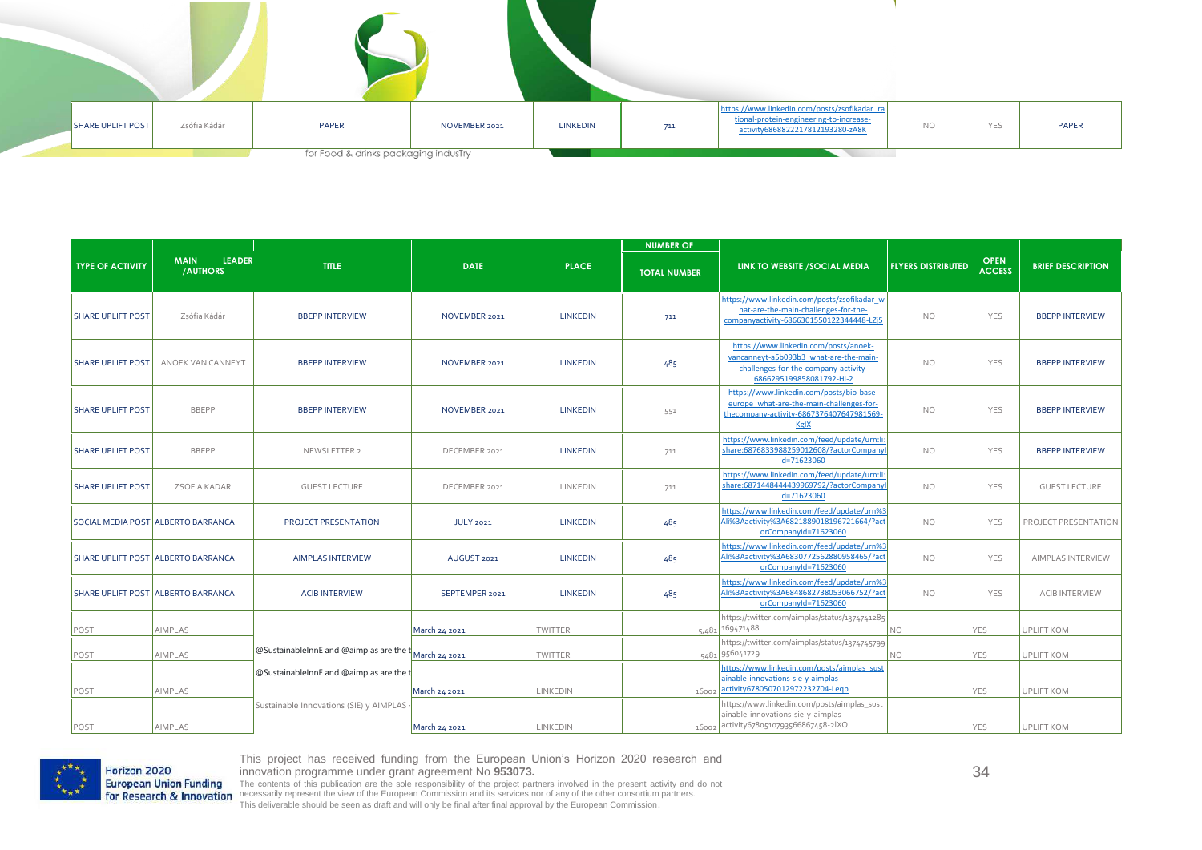| SHARE UPLIFT POST | Zsófia Kádár | PAPER | NOVEMBER 2021 | LINKEDIN | 711 | https://www.linkedin.com/posts/zsofikadar_rational-protein-engineering-to-increase-activity6868822217812193280-zA8K | NO | YES | PAPER |
|---|---|---|---|---|---|---|---|---|---|

for Food & drinks packaging industry

| TYPE OF ACTIVITY | MAIN LEADER /AUTHORS | TITLE | DATE | PLACE | NUMBER OF | LINK TO WEBSITE /SOCIAL MEDIA | FLYERS DISTRIBUTED | OPEN ACCESS | BRIEF DESCRIPTION |
|---|---|---|---|---|---|---|---|---|---|
| | | | | | TOTAL NUMBER | | | | |
| SHARE UPLIFT POST | Zsófia Kádár | BBEPP INTERVIEW | NOVEMBER 2021 | LINKEDIN | 711 | https://www.linkedin.com/posts/zsofikadar_what-are-the-main-challenges-for-the-companyactivity-6866301550122344448-LZj5 | NO | YES | BBEPP INTERVIEW |
| SHARE UPLIFT POST | ANOEK VAN CANNEYT | BBEPP INTERVIEW | NOVEMBER 2021 | LINKEDIN | 485 | https://www.linkedin.com/posts/anoek-vancanneyt-a5b093b3_what-are-the-main-challenges-for-the-company-activity-6866295199858081792-Hi-2 | NO | YES | BBEPP INTERVIEW |
| SHARE UPLIFT POST | BBEPP | BBEPP INTERVIEW | NOVEMBER 2021 | LINKEDIN | 551 | https://www.linkedin.com/posts/bio-base-europe_what-are-the-main-challenges-for-thecompany-activity-6867376407647981569-KglX | NO | YES | BBEPP INTERVIEW |
| SHARE UPLIFT POST | BBEPP | NEWSLETTER 2 | DECEMBER 2021 | LINKEDIN | 711 | https://www.linkedin.com/feed/update/urn:li:share:6876833988259012608/?actorCompanyId=71623060 | NO | YES | BBEPP INTERVIEW |
| SHARE UPLIFT POST | ZSOFIA KADAR | GUEST LECTURE | DECEMBER 2021 | LINKEDIN | 711 | https://www.linkedin.com/feed/update/urn:li:share:6871448444439969792/?actorCompanyId=71623060 | NO | YES | GUEST LECTURE |
| SOCIAL MEDIA POST | ALBERTO BARRANCA | PROJECT PRESENTATION | JULY 2021 | LINKEDIN | 485 | https://www.linkedin.com/feed/update/urn%3Ali%3Aactivity%3A6821889018196721664/?actorCompanyId=71623060 | NO | YES | PROJECT PRESENTATION |
| SHARE UPLIFT POST | ALBERTO BARRANCA | AIMPLAS INTERVIEW | AUGUST 2021 | LINKEDIN | 485 | https://www.linkedin.com/feed/update/urn%3Ali%3Aactivity%3A6830772562880958465/?actorCompanyId=71623060 | NO | YES | AIMPLAS INTERVIEW |
| SHARE UPLIFT POST | ALBERTO BARRANCA | ACIB INTERVIEW | SEPTEMPER 2021 | LINKEDIN | 485 | https://www.linkedin.com/feed/update/urn%3Ali%3Aactivity%3A6848682738053066752/?actorCompanyId=71623060 | NO | YES | ACIB INTERVIEW |
| POST | AIMPLAS | | March 24 2021 | TWITTER | 5,481 | https://twitter.com/aimplas/status/1374741285169471488 | NO | YES | UPLIFT KOM |
| POST | AIMPLAS | @SustainableInnE and @aimplas are the t | March 24 2021 | TWITTER | 5481 | https://twitter.com/aimplas/status/1374745799956041729 | NO | YES | UPLIFT KOM |
| POST | AIMPLAS | @SustainableInnE and @aimplas are the t | March 24 2021 | LINKEDIN | 16002 | https://www.linkedin.com/posts/aimplas_sustainable-innovations-sie-y-aimplas-activity6780507012972232704-Leqb | | YES | UPLIFT KOM |
| POST | AIMPLAS | Sustainable Innovations (SIE) y AIMPLAS | March 24 2021 | LINKEDIN | 16002 | https://www.linkedin.com/posts/aimplas_sustainable-innovations-sie-y-aimplas-activity6780510793566867458-zlXQ | | YES | UPLIFT KOM |

This project has received funding from the European Union's Horizon 2020 research and innovation programme under grant agreement No **953073.**
The contents of this publication are the sole responsibility of the project partners involved in the present activity and do not necessarily represent the view of the European Commission and its services nor of any of the other consortium partners.
This deliverable should be seen as draft and will only be final after final approval by the European Commission.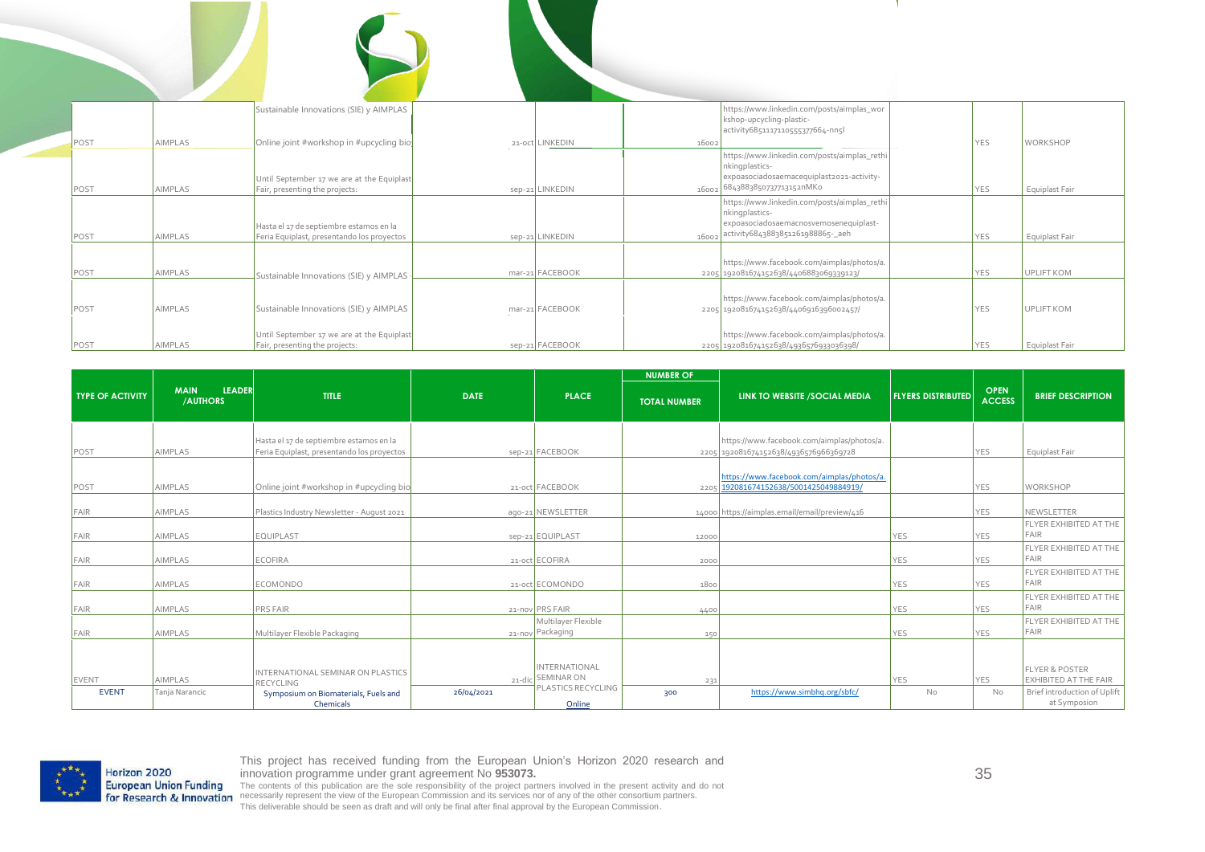| TYPE OF ACTIVITY | MAIN LEADER /AUTHORS | TITLE | DATE | PLACE | NUMBER OF TOTAL NUMBER | LINK TO WEBSITE /SOCIAL MEDIA | FLYERS DISTRIBUTED | OPEN ACCESS | BRIEF DESCRIPTION |
|---|---|---|---|---|---|---|---|---|---|
| POST | AIMPLAS | Sustainable Innovations (SIE) y AIMPLAS Online joint #workshop in #upcycling bio | 21-oct | LINKEDIN | 16002 | https://www.linkedin.com/posts/aimplas_workshop-upcycling-plastic-activity6851117110555377664-nn5l | | YES | WORKSHOP |
| POST | AIMPLAS | Until September 17 we are at the Equiplast Fair, presenting the projects: | sep-21 | LINKEDIN | 16002 | https://www.linkedin.com/posts/aimplas_rethinkingplastics-expoasociadosaemacequiplast2021-activity-6843883850737713152nMKo | | YES | Equiplast Fair |
| POST | AIMPLAS | Hasta el 17 de septiembre estamos en la Feria Equiplast, presentando los proyectos | sep-21 | LINKEDIN | 16002 | https://www.linkedin.com/posts/aimplas_rethinkingplastics-expoasociadosaemacnosvemosenequiplast-activity6843883851261988865-_aeh | | YES | Equiplast Fair |
| POST | AIMPLAS | Sustainable Innovations (SIE) y AIMPLAS - | mar-21 | FACEBOOK | 2205 | https://www.facebook.com/aimplas/photos/a.192081674152638/4406883069339123/ | | YES | UPLIFT KOM |
| POST | AIMPLAS | Sustainable Innovations (SIE) y AIMPLAS | mar-21 | FACEBOOK | 2205 | https://www.facebook.com/aimplas/photos/a.192081674152638/4406916396002457/ | | YES | UPLIFT KOM |
| POST | AIMPLAS | Until September 17 we are at the Equiplast Fair, presenting the projects: | sep-21 | FACEBOOK | 2205 | https://www.facebook.com/aimplas/photos/a.192081674152638/4936576933036398/ | | YES | Equiplast Fair |
| POST | AIMPLAS | Hasta el 17 de septiembre estamos en la Feria Equiplast, presentando los proyectos | sep-21 | FACEBOOK | 2205 | https://www.facebook.com/aimplas/photos/a.192081674152638/4936576966369728 | | YES | Equiplast Fair |
| POST | AIMPLAS | Online joint #workshop in #upcycling bio | 21-oct | FACEBOOK | 2205 | https://www.facebook.com/aimplas/photos/a.192081674152638/5001425049884919/ | | YES | WORKSHOP |
| FAIR | AIMPLAS | Plastics Industry Newsletter - August 2021 | ago-21 | NEWSLETTER | 14000 | https://aimplas.email/email/preview/416 | | YES | NEWSLETTER |
| FAIR | AIMPLAS | EQUIPLAST | sep-21 | EQUIPLAST | 12000 | | YES | YES | FLYER EXHIBITED AT THE FAIR |
| FAIR | AIMPLAS | ECOFIRA | 21-oct | ECOFIRA | 2000 | | YES | YES | FLYER EXHIBITED AT THE FAIR |
| FAIR | AIMPLAS | ECOMONDO | 21-oct | ECOMONDO | 1800 | | YES | YES | FLYER EXHIBITED AT THE FAIR |
| FAIR | AIMPLAS | PRS FAIR | 21-nov | PRS FAIR | 4400 | | YES | YES | FLYER EXHIBITED AT THE FAIR |
| FAIR | AIMPLAS | Multilayer Flexible Packaging | 21-nov | Multilayer Flexible Packaging | 150 | | YES | YES | FLYER EXHIBITED AT THE FAIR |
| EVENT | AIMPLAS | INTERNATIONAL SEMINAR ON PLASTICS RECYCLING | 21-dic | INTERNATIONAL SEMINAR ON PLASTICS RECYCLING | 231 | | YES | YES | FLYER & POSTER EXHIBITED AT THE FAIR |
| EVENT | Tanja Narancic | Symposium on Biomaterials, Fuels and Chemicals | 26/04/2021 | Online | 300 | https://www.simbhq.org/sbfc/ | No | No | Brief introduction of Uplift at Symposion |

This project has received funding from the European Union's Horizon 2020 research and innovation programme under grant agreement No **953073.**

The contents of this publication are the sole responsibility of the project partners involved in the present activity and do not necessarily represent the view of the European Commission and its services nor of any of the other consortium partners.

This deliverable should be seen as draft and will only be final after final approval by the European Commission.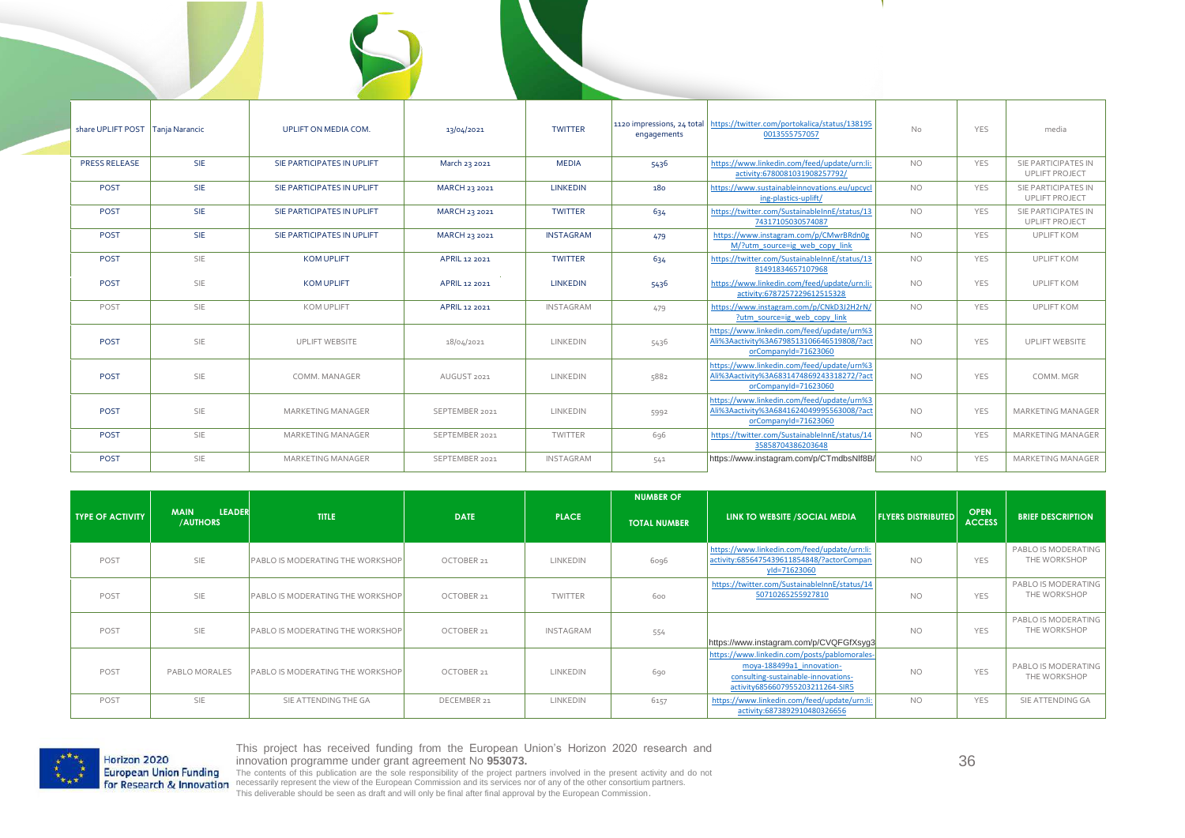| share UPLIFT POST | Tanja Narancic | UPLIFT ON MEDIA COM. | 13/04/2021 | TWITTER | 1120 impressions, 24 total engagements | https://twitter.com/portokalica/status/1381950013555757057 | No | YES | media |
|---|---|---|---|---|---|---|---|---|---|
| PRESS RELEASE | SIE | SIE PARTICIPATES IN UPLIFT | March 23 2021 | MEDIA | 5436 | https://www.linkedin.com/feed/update/urn:li:activity:6780081031908257792/ | NO | YES | SIE PARTICIPATES IN UPLIFT PROJECT |
| POST | SIE | SIE PARTICIPATES IN UPLIFT | MARCH 23 2021 | LINKEDIN | 180 | https://www.sustainableinnovations.eu/upcycling-plastics-uplift/ | NO | YES | SIE PARTICIPATES IN UPLIFT PROJECT |
| POST | SIE | SIE PARTICIPATES IN UPLIFT | MARCH 23 2021 | TWITTER | 634 | https://twitter.com/SustainableInnE/status/1374317105030574087 | NO | YES | SIE PARTICIPATES IN UPLIFT PROJECT |
| POST | SIE | SIE PARTICIPATES IN UPLIFT | MARCH 23 2021 | INSTAGRAM | 479 | https://www.instagram.com/p/CMwrBRdn0gM/?utm_source=ig_web_copy_link | NO | YES | UPLIFT KOM |
| POST | SIE | KOM UPLIFT | APRIL 12 2021 | TWITTER | 634 | https://twitter.com/SustainableInnE/status/1381491834657107968 | NO | YES | UPLIFT KOM |
| POST | SIE | KOM UPLIFT | APRIL 12 2021 | LINKEDIN | 5436 | https://www.linkedin.com/feed/update/urn:li:activity:6787257229612515328 | NO | YES | UPLIFT KOM |
| POST | SIE | KOM UPLIFT | APRIL 12 2021 | INSTAGRAM | 479 | https://www.instagram.com/p/CNkD3l2H2rN/?utm_source=ig_web_copy_link | NO | YES | UPLIFT KOM |
| POST | SIE | UPLIFT WEBSITE | 18/04/2021 | LINKEDIN | 5436 | https://www.linkedin.com/feed/update/urn%3Ali%3Aactivity%3A6798513106646519808/?actorCompanyId=71623060 | NO | YES | UPLIFT WEBSITE |
| POST | SIE | COMM. MANAGER | AUGUST 2021 | LINKEDIN | 5882 | https://www.linkedin.com/feed/update/urn%3Ali%3Aactivity%3A6831474869243318272/?actorCompanyId=71623060 | NO | YES | COMM. MGR |
| POST | SIE | MARKETING MANAGER | SEPTEMBER 2021 | LINKEDIN | 5992 | https://www.linkedin.com/feed/update/urn%3Ali%3Aactivity%3A6841624049995563008/?actorCompanyId=71623060 | NO | YES | MARKETING MANAGER |
| POST | SIE | MARKETING MANAGER | SEPTEMBER 2021 | TWITTER | 696 | https://twitter.com/SustainableInnE/status/1435858704386203648 | NO | YES | MARKETING MANAGER |
| POST | SIE | MARKETING MANAGER | SEPTEMBER 2021 | INSTAGRAM | 541 | https://www.instagram.com/p/CTmdbsNlf8B/ | NO | YES | MARKETING MANAGER |

| TYPE OF ACTIVITY | MAIN LEADER /AUTHORS | TITLE | DATE | PLACE | NUMBER OF TOTAL NUMBER | LINK TO WEBSITE /SOCIAL MEDIA | FLYERS DISTRIBUTED | OPEN ACCESS | BRIEF DESCRIPTION |
|---|---|---|---|---|---|---|---|---|---|
| POST | SIE | PABLO IS MODERATING THE WORKSHOP | OCTOBER 21 | LINKEDIN | 6096 | https://www.linkedin.com/feed/update/urn:li:activity:6856475439611854848/?actorCompanyId=71623060 | NO | YES | PABLO IS MODERATING THE WORKSHOP |
| POST | SIE | PABLO IS MODERATING THE WORKSHOP | OCTOBER 21 | TWITTER | 600 | https://twitter.com/SustainableInnE/status/1450710265255927810 | NO | YES | PABLO IS MODERATING THE WORKSHOP |
| POST | SIE | PABLO IS MODERATING THE WORKSHOP | OCTOBER 21 | INSTAGRAM | 554 | https://www.instagram.com/p/CVQFGfXsyg3 | NO | YES | PABLO IS MODERATING THE WORKSHOP |
| POST | PABLO MORALES | PABLO IS MODERATING THE WORKSHOP | OCTOBER 21 | LINKEDIN | 690 | https://www.linkedin.com/posts/pablomorales-moya-188499a1_innovation-consulting-sustainable-innovations-activity6856607955203211264-SIR5 | NO | YES | PABLO IS MODERATING THE WORKSHOP |
| POST | SIE | SIE ATTENDING THE GA | DECEMBER 21 | LINKEDIN | 6157 | https://www.linkedin.com/feed/update/urn:li:activity:6873892910480326656 | NO | YES | SIE ATTENDING GA |

This project has received funding from the European Union's Horizon 2020 research and innovation programme under grant agreement No **953073.**

The contents of this publication are the sole responsibility of the project partners involved in the present activity and do not necessarily represent the view of the European Commission and its services nor of any of the other consortium partners.

This deliverable should be seen as draft and will only be final after final approval by the European Commission.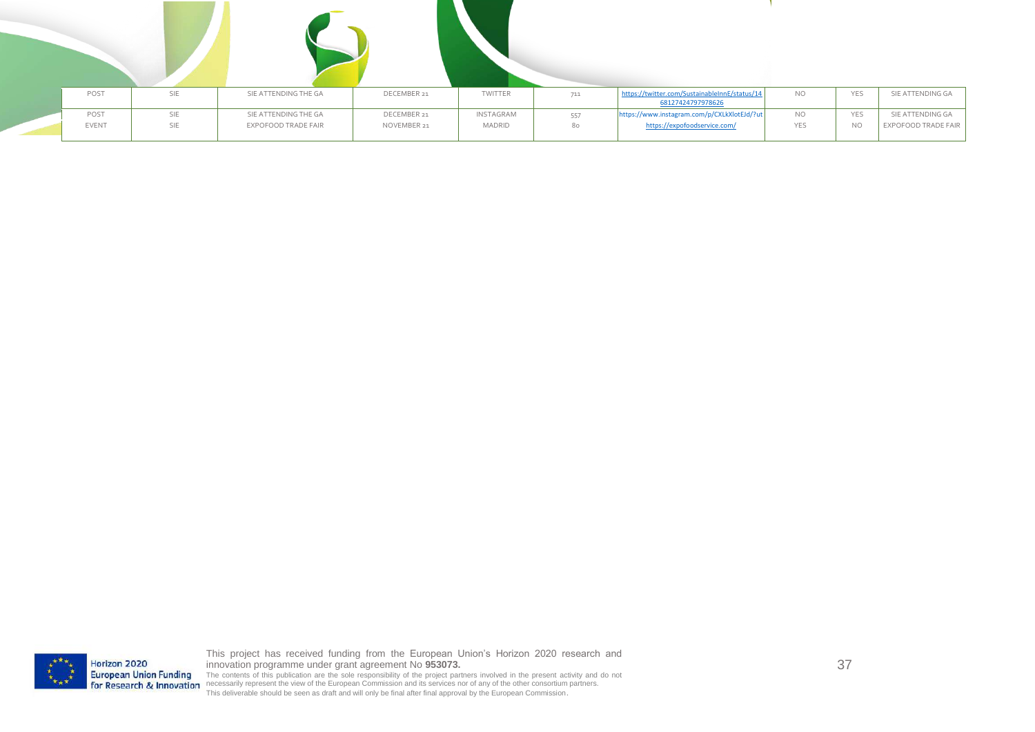| | | | | | | | | | |
|---|---|---|---|---|---|---|---|---|---|
| POST | SIE | SIE ATTENDING THE GA | DECEMBER 21 | TWITTER | 711 | https://twitter.com/SustainableInnE/status/1468127424797978626 | NO | YES | SIE ATTENDING GA |
| POST | SIE | SIE ATTENDING THE GA | DECEMBER 21 | INSTAGRAM | 557 | https://www.instagram.com/p/CXLkXlotEJd/?ut | NO | YES | SIE ATTENDING GA |
| EVENT | SIE | EXPOFOOD TRADE FAIR | NOVEMBER 21 | MADRID | 80 | https://expofoodservice.com/ | YES | NO | EXPOFOOD TRADE FAIR |

Horizon 2020
European Union Funding for Research & Innovation

This project has received funding from the European Union's Horizon 2020 research and innovation programme under grant agreement No **953073.**

The contents of this publication are the sole responsibility of the project partners involved in the present activity and do not necessarily represent the view of the European Commission and its services nor of any of the other consortium partners.
This deliverable should be seen as draft and will only be final after final approval by the European Commission.